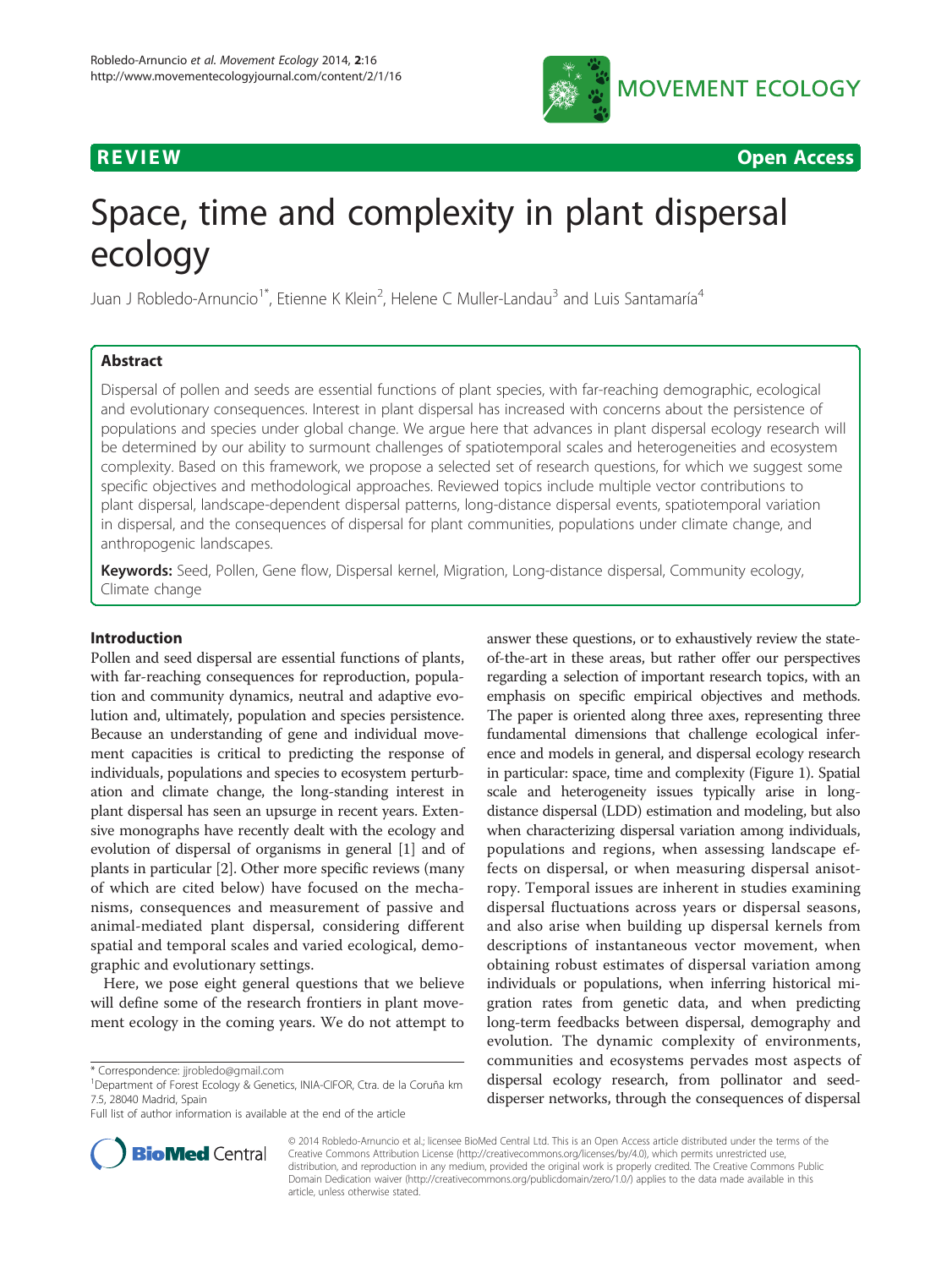REVIEW Open Access

# Space, time and complexity in plant dispersal ecology

Juan J Robledo-Arnuncio[1*], Etienne K Klein[2], Helene C Muller-Landau[3] and Luis Santamaría[4]

## Abstract

Dispersal of pollen and seeds are essential functions of plant species, with far-reaching demographic, ecological and evolutionary consequences. Interest in plant dispersal has increased with concerns about the persistence of populations and species under global change. We argue here that advances in plant dispersal ecology research will be determined by our ability to surmount challenges of spatiotemporal scales and heterogeneities and ecosystem complexity. Based on this framework, we propose a selected set of research questions, for which we suggest some specific objectives and methodological approaches. Reviewed topics include multiple vector contributions to plant dispersal, landscape-dependent dispersal patterns, long-distance dispersal events, spatiotemporal variation in dispersal, and the consequences of dispersal for plant communities, populations under climate change, and anthropogenic landscapes.

**Keywords:** Seed, Pollen, Gene flow, Dispersal kernel, Migration, Long-distance dispersal, Community ecology, Climate change

## Introduction

Pollen and seed dispersal are essential functions of plants, with far-reaching consequences for reproduction, population and community dynamics, neutral and adaptive evolution and, ultimately, population and species persistence. Because an understanding of gene and individual movement capacities is critical to predicting the response of individuals, populations and species to ecosystem perturbation and climate change, the long-standing interest in plant dispersal has seen an upsurge in recent years. Extensive monographs have recently dealt with the ecology and evolution of dispersal of organisms in general [1] and of plants in particular [2]. Other more specific reviews (many of which are cited below) have focused on the mechanisms, consequences and measurement of passive and animal-mediated plant dispersal, considering different spatial and temporal scales and varied ecological, demographic and evolutionary settings.

Here, we pose eight general questions that we believe will define some of the research frontiers in plant movement ecology in the coming years. We do not attempt to answer these questions, or to exhaustively review the state-of-the-art in these areas, but rather offer our perspectives regarding a selection of important research topics, with an emphasis on specific empirical objectives and methods. The paper is oriented along three axes, representing three fundamental dimensions that challenge ecological inference and models in general, and dispersal ecology research in particular: space, time and complexity (Figure 1). Spatial scale and heterogeneity issues typically arise in long-distance dispersal (LDD) estimation and modeling, but also when characterizing dispersal variation among individuals, populations and regions, when assessing landscape effects on dispersal, or when measuring dispersal anisotropy. Temporal issues are inherent in studies examining dispersal fluctuations across years or dispersal seasons, and also arise when building up dispersal kernels from descriptions of instantaneous vector movement, when obtaining robust estimates of dispersal variation among individuals or populations, when inferring historical migration rates from genetic data, and when predicting long-term feedbacks between dispersal, demography and evolution. The dynamic complexity of environments, communities and ecosystems pervades most aspects of dispersal ecology research, from pollinator and seed-disperser networks, through the consequences of dispersal

\* Correspondence: jjrobledo@gmail.com
[1]Department of Forest Ecology & Genetics, INIA-CIFOR, Ctra. de la Coruña km 7.5, 28040 Madrid, Spain
Full list of author information is available at the end of the article

© 2014 Robledo-Arnuncio et al.; licensee BioMed Central Ltd. This is an Open Access article distributed under the terms of the Creative Commons Attribution License (http://creativecommons.org/licenses/by/4.0), which permits unrestricted use, distribution, and reproduction in any medium, provided the original work is properly credited. The Creative Commons Public Domain Dedication waiver (http://creativecommons.org/publicdomain/zero/1.0/) applies to the data made available in this article, unless otherwise stated.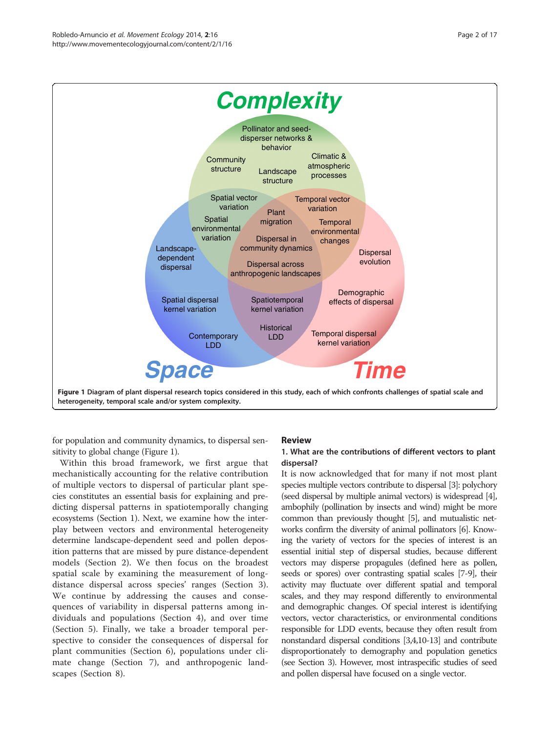Figure 1 Diagram of plant dispersal research topics considered in this study, each of which confronts challenges of spatial scale and heterogeneity, temporal scale and/or system complexity.

for population and community dynamics, to dispersal sensitivity to global change (Figure 1).

Within this broad framework, we first argue that mechanistically accounting for the relative contribution of multiple vectors to dispersal of particular plant species constitutes an essential basis for explaining and predicting dispersal patterns in spatiotemporally changing ecosystems (Section 1). Next, we examine how the interplay between vectors and environmental heterogeneity determine landscape-dependent seed and pollen deposition patterns that are missed by pure distance-dependent models (Section 2). We then focus on the broadest spatial scale by examining the measurement of long-distance dispersal across species' ranges (Section 3). We continue by addressing the causes and consequences of variability in dispersal patterns among individuals and populations (Section 4), and over time (Section 5). Finally, we take a broader temporal perspective to consider the consequences of dispersal for plant communities (Section 6), populations under climate change (Section 7), and anthropogenic landscapes (Section 8).

## Review

### 1. What are the contributions of different vectors to plant dispersal?

It is now acknowledged that for many if not most plant species multiple vectors contribute to dispersal [3]: polychory (seed dispersal by multiple animal vectors) is widespread [4], ambophily (pollination by insects and wind) might be more common than previously thought [5], and mutualistic networks confirm the diversity of animal pollinators [6]. Knowing the variety of vectors for the species of interest is an essential initial step of dispersal studies, because different vectors may disperse propagules (defined here as pollen, seeds or spores) over contrasting spatial scales [7-9], their activity may fluctuate over different spatial and temporal scales, and they may respond differently to environmental and demographic changes. Of special interest is identifying vectors, vector characteristics, or environmental conditions responsible for LDD events, because they often result from nonstandard dispersal conditions [3,4,10-13] and contribute disproportionately to demography and population genetics (see Section 3). However, most intraspecific studies of seed and pollen dispersal have focused on a single vector.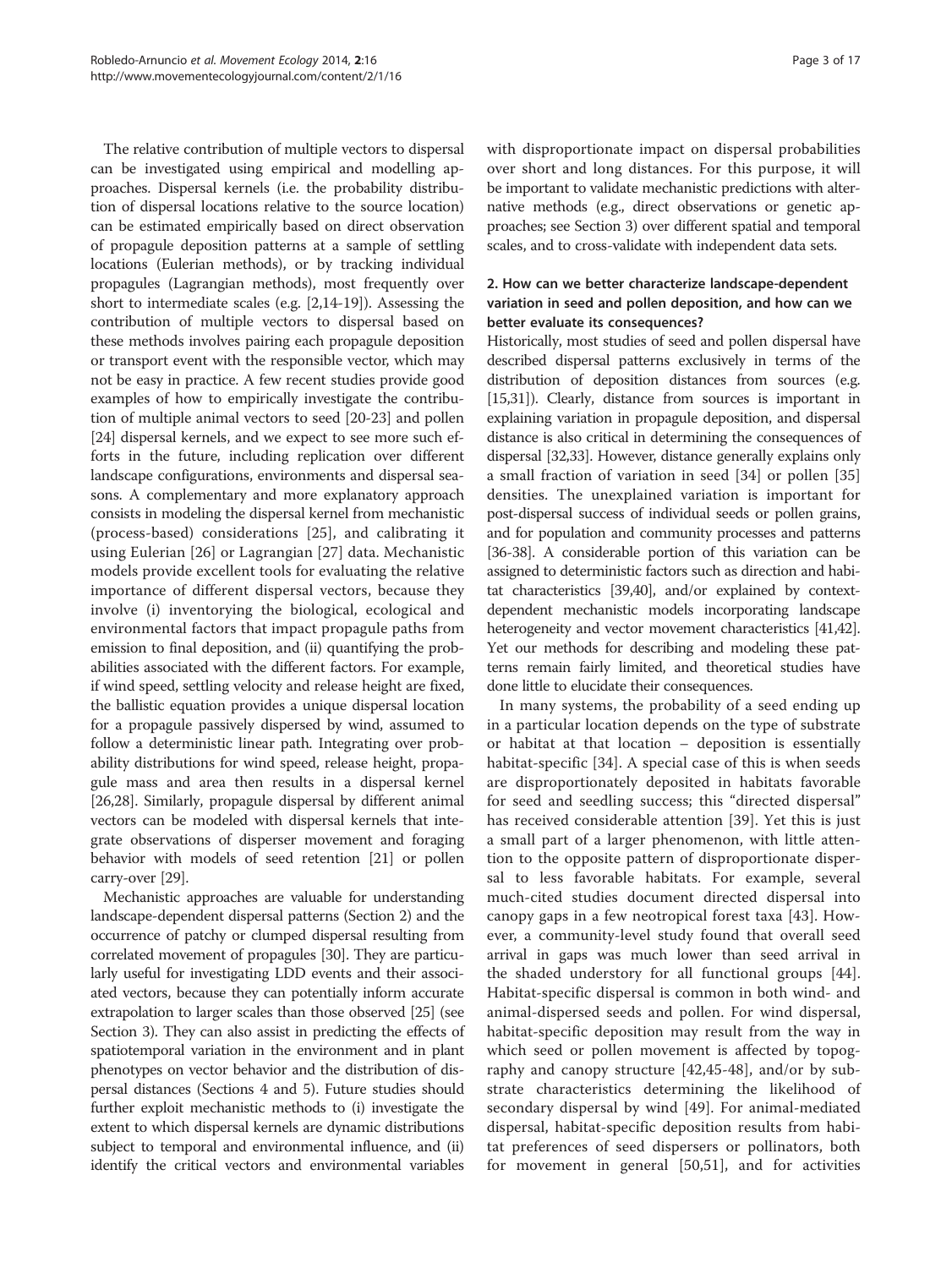The relative contribution of multiple vectors to dispersal can be investigated using empirical and modelling approaches. Dispersal kernels (i.e. the probability distribution of dispersal locations relative to the source location) can be estimated empirically based on direct observation of propagule deposition patterns at a sample of settling locations (Eulerian methods), or by tracking individual propagules (Lagrangian methods), most frequently over short to intermediate scales (e.g. [2,14-19]). Assessing the contribution of multiple vectors to dispersal based on these methods involves pairing each propagule deposition or transport event with the responsible vector, which may not be easy in practice. A few recent studies provide good examples of how to empirically investigate the contribution of multiple animal vectors to seed [20-23] and pollen [24] dispersal kernels, and we expect to see more such efforts in the future, including replication over different landscape configurations, environments and dispersal seasons. A complementary and more explanatory approach consists in modeling the dispersal kernel from mechanistic (process-based) considerations [25], and calibrating it using Eulerian [26] or Lagrangian [27] data. Mechanistic models provide excellent tools for evaluating the relative importance of different dispersal vectors, because they involve (i) inventorying the biological, ecological and environmental factors that impact propagule paths from emission to final deposition, and (ii) quantifying the probabilities associated with the different factors. For example, if wind speed, settling velocity and release height are fixed, the ballistic equation provides a unique dispersal location for a propagule passively dispersed by wind, assumed to follow a deterministic linear path. Integrating over probability distributions for wind speed, release height, propagule mass and area then results in a dispersal kernel [26,28]. Similarly, propagule dispersal by different animal vectors can be modeled with dispersal kernels that integrate observations of disperser movement and foraging behavior with models of seed retention [21] or pollen carry-over [29].

Mechanistic approaches are valuable for understanding landscape-dependent dispersal patterns (Section 2) and the occurrence of patchy or clumped dispersal resulting from correlated movement of propagules [30]. They are particularly useful for investigating LDD events and their associated vectors, because they can potentially inform accurate extrapolation to larger scales than those observed [25] (see Section 3). They can also assist in predicting the effects of spatiotemporal variation in the environment and in plant phenotypes on vector behavior and the distribution of dispersal distances (Sections 4 and 5). Future studies should further exploit mechanistic methods to (i) investigate the extent to which dispersal kernels are dynamic distributions subject to temporal and environmental influence, and (ii) identify the critical vectors and environmental variables with disproportionate impact on dispersal probabilities over short and long distances. For this purpose, it will be important to validate mechanistic predictions with alternative methods (e.g., direct observations or genetic approaches; see Section 3) over different spatial and temporal scales, and to cross-validate with independent data sets.

## 2. How can we better characterize landscape-dependent variation in seed and pollen deposition, and how can we better evaluate its consequences?

Historically, most studies of seed and pollen dispersal have described dispersal patterns exclusively in terms of the distribution of deposition distances from sources (e.g. [15,31]). Clearly, distance from sources is important in explaining variation in propagule deposition, and dispersal distance is also critical in determining the consequences of dispersal [32,33]. However, distance generally explains only a small fraction of variation in seed [34] or pollen [35] densities. The unexplained variation is important for post-dispersal success of individual seeds or pollen grains, and for population and community processes and patterns [36-38]. A considerable portion of this variation can be assigned to deterministic factors such as direction and habitat characteristics [39,40], and/or explained by context-dependent mechanistic models incorporating landscape heterogeneity and vector movement characteristics [41,42]. Yet our methods for describing and modeling these patterns remain fairly limited, and theoretical studies have done little to elucidate their consequences.

In many systems, the probability of a seed ending up in a particular location depends on the type of substrate or habitat at that location – deposition is essentially habitat-specific [34]. A special case of this is when seeds are disproportionately deposited in habitats favorable for seed and seedling success; this "directed dispersal" has received considerable attention [39]. Yet this is just a small part of a larger phenomenon, with little attention to the opposite pattern of disproportionate dispersal to less favorable habitats. For example, several much-cited studies document directed dispersal into canopy gaps in a few neotropical forest taxa [43]. However, a community-level study found that overall seed arrival in gaps was much lower than seed arrival in the shaded understory for all functional groups [44]. Habitat-specific dispersal is common in both wind- and animal-dispersed seeds and pollen. For wind dispersal, habitat-specific deposition may result from the way in which seed or pollen movement is affected by topography and canopy structure [42,45-48], and/or by substrate characteristics determining the likelihood of secondary dispersal by wind [49]. For animal-mediated dispersal, habitat-specific deposition results from habitat preferences of seed dispersers or pollinators, both for movement in general [50,51], and for activities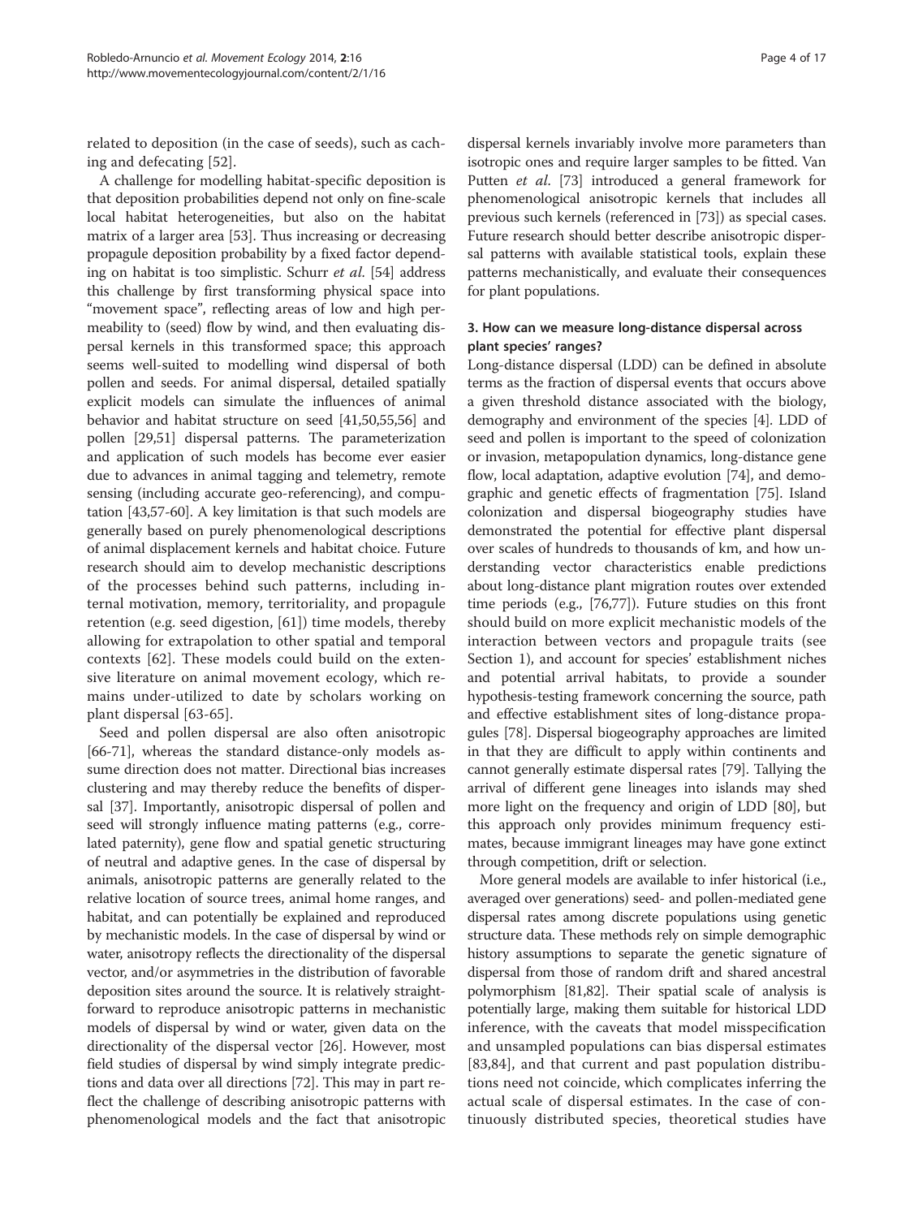related to deposition (in the case of seeds), such as caching and defecating [52].

A challenge for modelling habitat-specific deposition is that deposition probabilities depend not only on fine-scale local habitat heterogeneities, but also on the habitat matrix of a larger area [53]. Thus increasing or decreasing propagule deposition probability by a fixed factor depending on habitat is too simplistic. Schurr *et al.* [54] address this challenge by first transforming physical space into "movement space", reflecting areas of low and high permeability to (seed) flow by wind, and then evaluating dispersal kernels in this transformed space; this approach seems well-suited to modelling wind dispersal of both pollen and seeds. For animal dispersal, detailed spatially explicit models can simulate the influences of animal behavior and habitat structure on seed [41,50,55,56] and pollen [29,51] dispersal patterns. The parameterization and application of such models has become ever easier due to advances in animal tagging and telemetry, remote sensing (including accurate geo-referencing), and computation [43,57-60]. A key limitation is that such models are generally based on purely phenomenological descriptions of animal displacement kernels and habitat choice. Future research should aim to develop mechanistic descriptions of the processes behind such patterns, including internal motivation, memory, territoriality, and propagule retention (e.g. seed digestion, [61]) time models, thereby allowing for extrapolation to other spatial and temporal contexts [62]. These models could build on the extensive literature on animal movement ecology, which remains under-utilized to date by scholars working on plant dispersal [63-65].

Seed and pollen dispersal are also often anisotropic [66-71], whereas the standard distance-only models assume direction does not matter. Directional bias increases clustering and may thereby reduce the benefits of dispersal [37]. Importantly, anisotropic dispersal of pollen and seed will strongly influence mating patterns (e.g., correlated paternity), gene flow and spatial genetic structuring of neutral and adaptive genes. In the case of dispersal by animals, anisotropic patterns are generally related to the relative location of source trees, animal home ranges, and habitat, and can potentially be explained and reproduced by mechanistic models. In the case of dispersal by wind or water, anisotropy reflects the directionality of the dispersal vector, and/or asymmetries in the distribution of favorable deposition sites around the source. It is relatively straightforward to reproduce anisotropic patterns in mechanistic models of dispersal by wind or water, given data on the directionality of the dispersal vector [26]. However, most field studies of dispersal by wind simply integrate predictions and data over all directions [72]. This may in part reflect the challenge of describing anisotropic patterns with phenomenological models and the fact that anisotropic dispersal kernels invariably involve more parameters than isotropic ones and require larger samples to be fitted. Van Putten *et al.* [73] introduced a general framework for phenomenological anisotropic kernels that includes all previous such kernels (referenced in [73]) as special cases. Future research should better describe anisotropic dispersal patterns with available statistical tools, explain these patterns mechanistically, and evaluate their consequences for plant populations.

### 3. How can we measure long-distance dispersal across plant species' ranges?

Long-distance dispersal (LDD) can be defined in absolute terms as the fraction of dispersal events that occurs above a given threshold distance associated with the biology, demography and environment of the species [4]. LDD of seed and pollen is important to the speed of colonization or invasion, metapopulation dynamics, long-distance gene flow, local adaptation, adaptive evolution [74], and demographic and genetic effects of fragmentation [75]. Island colonization and dispersal biogeography studies have demonstrated the potential for effective plant dispersal over scales of hundreds to thousands of km, and how understanding vector characteristics enable predictions about long-distance plant migration routes over extended time periods (e.g., [76,77]). Future studies on this front should build on more explicit mechanistic models of the interaction between vectors and propagule traits (see Section 1), and account for species' establishment niches and potential arrival habitats, to provide a sounder hypothesis-testing framework concerning the source, path and effective establishment sites of long-distance propagules [78]. Dispersal biogeography approaches are limited in that they are difficult to apply within continents and cannot generally estimate dispersal rates [79]. Tallying the arrival of different gene lineages into islands may shed more light on the frequency and origin of LDD [80], but this approach only provides minimum frequency estimates, because immigrant lineages may have gone extinct through competition, drift or selection.

More general models are available to infer historical (i.e., averaged over generations) seed- and pollen-mediated gene dispersal rates among discrete populations using genetic structure data. These methods rely on simple demographic history assumptions to separate the genetic signature of dispersal from those of random drift and shared ancestral polymorphism [81,82]. Their spatial scale of analysis is potentially large, making them suitable for historical LDD inference, with the caveats that model misspecification and unsampled populations can bias dispersal estimates [83,84], and that current and past population distributions need not coincide, which complicates inferring the actual scale of dispersal estimates. In the case of continuously distributed species, theoretical studies have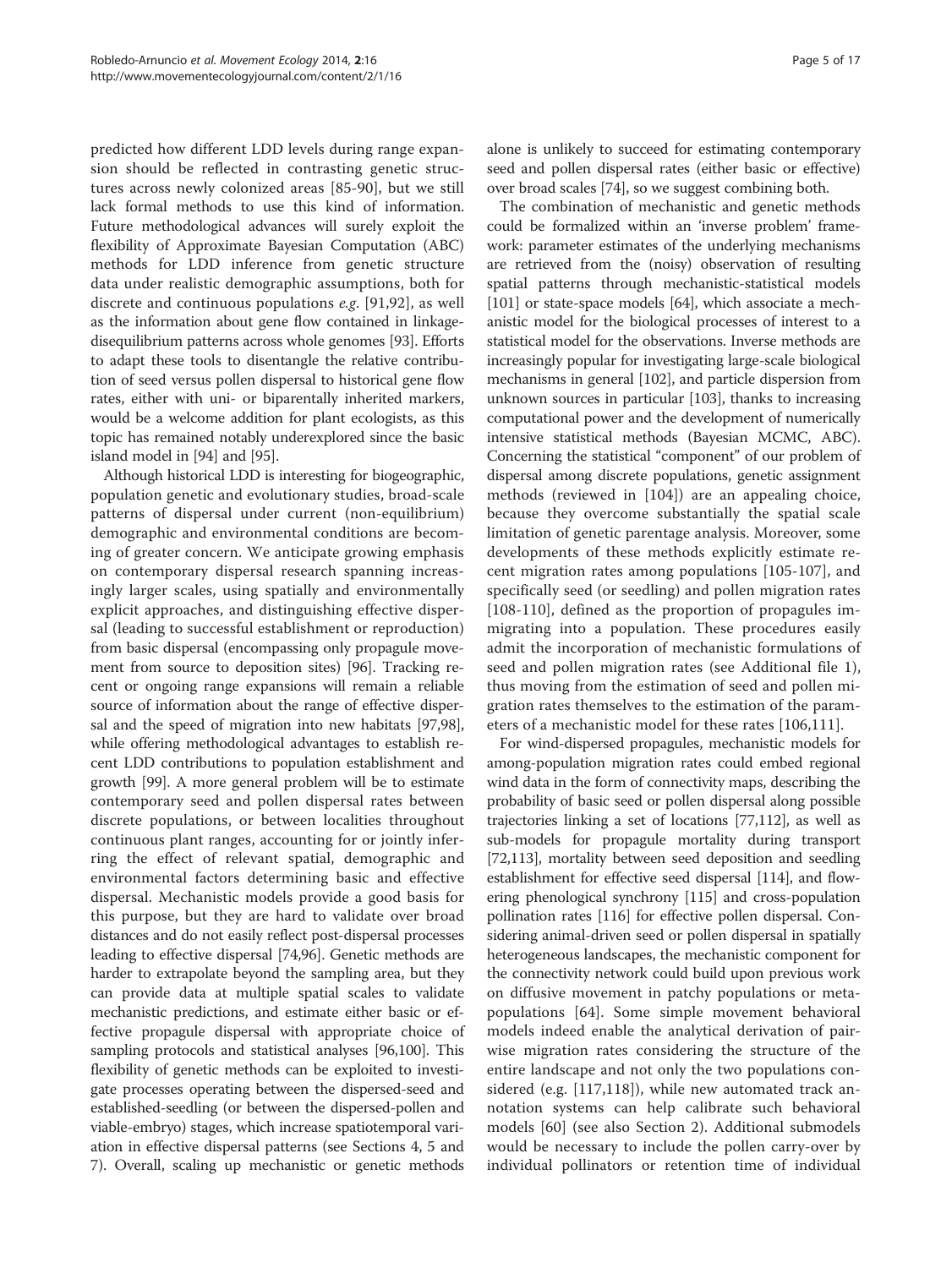predicted how different LDD levels during range expansion should be reflected in contrasting genetic structures across newly colonized areas [85-90], but we still lack formal methods to use this kind of information. Future methodological advances will surely exploit the flexibility of Approximate Bayesian Computation (ABC) methods for LDD inference from genetic structure data under realistic demographic assumptions, both for discrete and continuous populations *e.g.* [91,92], as well as the information about gene flow contained in linkage-disequilibrium patterns across whole genomes [93]. Efforts to adapt these tools to disentangle the relative contribution of seed versus pollen dispersal to historical gene flow rates, either with uni- or biparentally inherited markers, would be a welcome addition for plant ecologists, as this topic has remained notably underexplored since the basic island model in [94] and [95].

Although historical LDD is interesting for biogeographic, population genetic and evolutionary studies, broad-scale patterns of dispersal under current (non-equilibrium) demographic and environmental conditions are becoming of greater concern. We anticipate growing emphasis on contemporary dispersal research spanning increasingly larger scales, using spatially and environmentally explicit approaches, and distinguishing effective dispersal (leading to successful establishment or reproduction) from basic dispersal (encompassing only propagule movement from source to deposition sites) [96]. Tracking recent or ongoing range expansions will remain a reliable source of information about the range of effective dispersal and the speed of migration into new habitats [97,98], while offering methodological advantages to establish recent LDD contributions to population establishment and growth [99]. A more general problem will be to estimate contemporary seed and pollen dispersal rates between discrete populations, or between localities throughout continuous plant ranges, accounting for or jointly inferring the effect of relevant spatial, demographic and environmental factors determining basic and effective dispersal. Mechanistic models provide a good basis for this purpose, but they are hard to validate over broad distances and do not easily reflect post-dispersal processes leading to effective dispersal [74,96]. Genetic methods are harder to extrapolate beyond the sampling area, but they can provide data at multiple spatial scales to validate mechanistic predictions, and estimate either basic or effective propagule dispersal with appropriate choice of sampling protocols and statistical analyses [96,100]. This flexibility of genetic methods can be exploited to investigate processes operating between the dispersed-seed and established-seedling (or between the dispersed-pollen and viable-embryo) stages, which increase spatiotemporal variation in effective dispersal patterns (see Sections 4, 5 and 7). Overall, scaling up mechanistic or genetic methods alone is unlikely to succeed for estimating contemporary seed and pollen dispersal rates (either basic or effective) over broad scales [74], so we suggest combining both.

The combination of mechanistic and genetic methods could be formalized within an 'inverse problem' framework: parameter estimates of the underlying mechanisms are retrieved from the (noisy) observation of resulting spatial patterns through mechanistic-statistical models [101] or state-space models [64], which associate a mechanistic model for the biological processes of interest to a statistical model for the observations. Inverse methods are increasingly popular for investigating large-scale biological mechanisms in general [102], and particle dispersion from unknown sources in particular [103], thanks to increasing computational power and the development of numerically intensive statistical methods (Bayesian MCMC, ABC). Concerning the statistical "component" of our problem of dispersal among discrete populations, genetic assignment methods (reviewed in [104]) are an appealing choice, because they overcome substantially the spatial scale limitation of genetic parentage analysis. Moreover, some developments of these methods explicitly estimate recent migration rates among populations [105-107], and specifically seed (or seedling) and pollen migration rates [108-110], defined as the proportion of propagules immigrating into a population. These procedures easily admit the incorporation of mechanistic formulations of seed and pollen migration rates (see Additional file 1), thus moving from the estimation of seed and pollen migration rates themselves to the estimation of the parameters of a mechanistic model for these rates [106,111].

For wind-dispersed propagules, mechanistic models for among-population migration rates could embed regional wind data in the form of connectivity maps, describing the probability of basic seed or pollen dispersal along possible trajectories linking a set of locations [77,112], as well as sub-models for propagule mortality during transport [72,113], mortality between seed deposition and seedling establishment for effective seed dispersal [114], and flowering phenological synchrony [115] and cross-population pollination rates [116] for effective pollen dispersal. Considering animal-driven seed or pollen dispersal in spatially heterogeneous landscapes, the mechanistic component for the connectivity network could build upon previous work on diffusive movement in patchy populations or metapopulations [64]. Some simple movement behavioral models indeed enable the analytical derivation of pairwise migration rates considering the structure of the entire landscape and not only the two populations considered (e.g. [117,118]), while new automated track annotation systems can help calibrate such behavioral models [60] (see also Section 2). Additional submodels would be necessary to include the pollen carry-over by individual pollinators or retention time of individual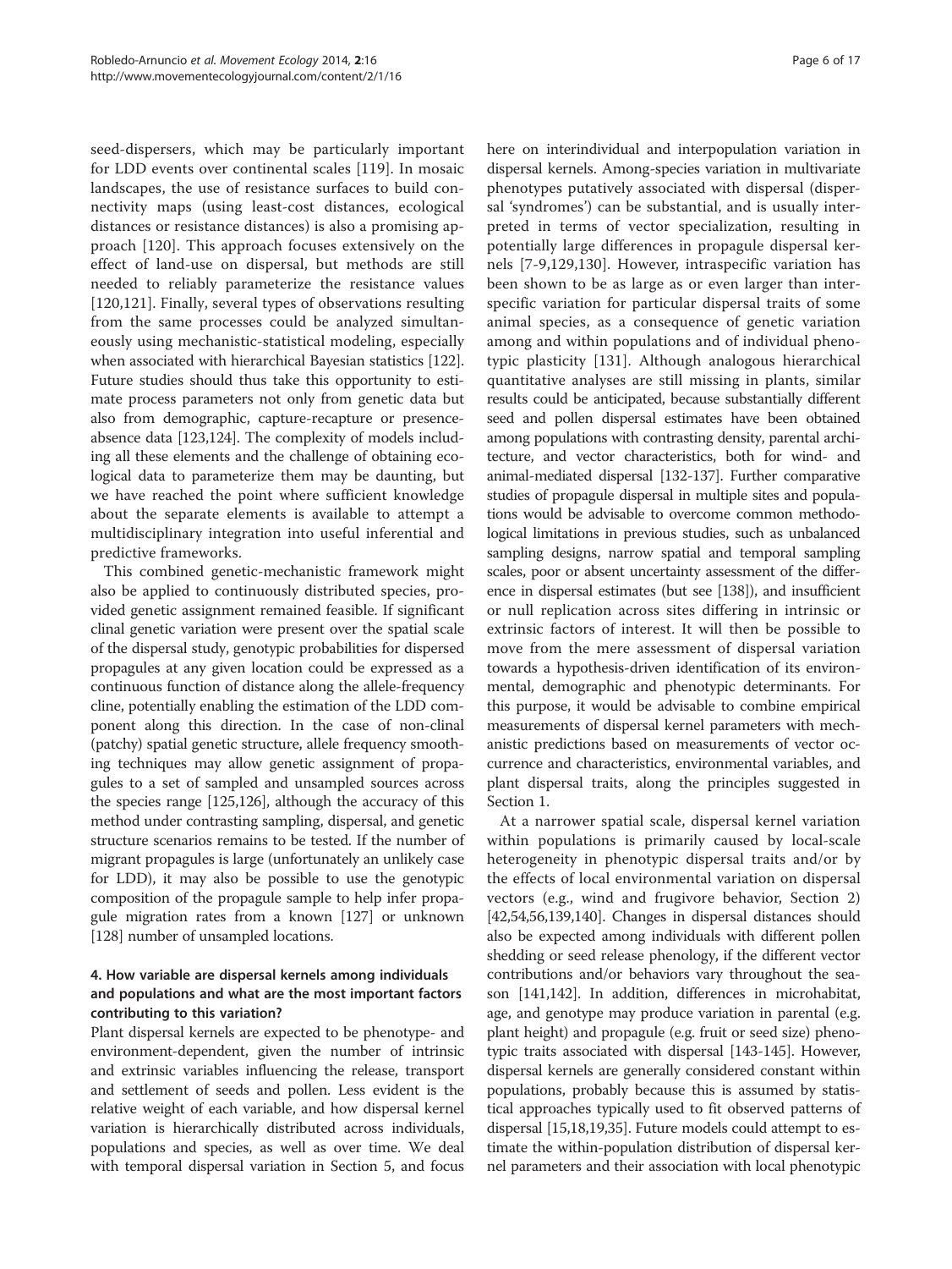seed-dispersers, which may be particularly important for LDD events over continental scales [119]. In mosaic landscapes, the use of resistance surfaces to build connectivity maps (using least-cost distances, ecological distances or resistance distances) is also a promising approach [120]. This approach focuses extensively on the effect of land-use on dispersal, but methods are still needed to reliably parameterize the resistance values [120,121]. Finally, several types of observations resulting from the same processes could be analyzed simultaneously using mechanistic-statistical modeling, especially when associated with hierarchical Bayesian statistics [122]. Future studies should thus take this opportunity to estimate process parameters not only from genetic data but also from demographic, capture-recapture or presence-absence data [123,124]. The complexity of models including all these elements and the challenge of obtaining ecological data to parameterize them may be daunting, but we have reached the point where sufficient knowledge about the separate elements is available to attempt a multidisciplinary integration into useful inferential and predictive frameworks.

This combined genetic-mechanistic framework might also be applied to continuously distributed species, provided genetic assignment remained feasible. If significant clinal genetic variation were present over the spatial scale of the dispersal study, genotypic probabilities for dispersed propagules at any given location could be expressed as a continuous function of distance along the allele-frequency cline, potentially enabling the estimation of the LDD component along this direction. In the case of non-clinal (patchy) spatial genetic structure, allele frequency smoothing techniques may allow genetic assignment of propagules to a set of sampled and unsampled sources across the species range [125,126], although the accuracy of this method under contrasting sampling, dispersal, and genetic structure scenarios remains to be tested. If the number of migrant propagules is large (unfortunately an unlikely case for LDD), it may also be possible to use the genotypic composition of the propagule sample to help infer propagule migration rates from a known [127] or unknown [128] number of unsampled locations.

### 4. How variable are dispersal kernels among individuals and populations and what are the most important factors contributing to this variation?

Plant dispersal kernels are expected to be phenotype- and environment-dependent, given the number of intrinsic and extrinsic variables influencing the release, transport and settlement of seeds and pollen. Less evident is the relative weight of each variable, and how dispersal kernel variation is hierarchically distributed across individuals, populations and species, as well as over time. We deal with temporal dispersal variation in Section 5, and focus here on interindividual and interpopulation variation in dispersal kernels. Among-species variation in multivariate phenotypes putatively associated with dispersal (dispersal 'syndromes') can be substantial, and is usually interpreted in terms of vector specialization, resulting in potentially large differences in propagule dispersal kernels [7-9,129,130]. However, intraspecific variation has been shown to be as large as or even larger than interspecific variation for particular dispersal traits of some animal species, as a consequence of genetic variation among and within populations and of individual phenotypic plasticity [131]. Although analogous hierarchical quantitative analyses are still missing in plants, similar results could be anticipated, because substantially different seed and pollen dispersal estimates have been obtained among populations with contrasting density, parental architecture, and vector characteristics, both for wind- and animal-mediated dispersal [132-137]. Further comparative studies of propagule dispersal in multiple sites and populations would be advisable to overcome common methodological limitations in previous studies, such as unbalanced sampling designs, narrow spatial and temporal sampling scales, poor or absent uncertainty assessment of the difference in dispersal estimates (but see [138]), and insufficient or null replication across sites differing in intrinsic or extrinsic factors of interest. It will then be possible to move from the mere assessment of dispersal variation towards a hypothesis-driven identification of its environmental, demographic and phenotypic determinants. For this purpose, it would be advisable to combine empirical measurements of dispersal kernel parameters with mechanistic predictions based on measurements of vector occurrence and characteristics, environmental variables, and plant dispersal traits, along the principles suggested in Section 1.

At a narrower spatial scale, dispersal kernel variation within populations is primarily caused by local-scale heterogeneity in phenotypic dispersal traits and/or by the effects of local environmental variation on dispersal vectors (e.g., wind and frugivore behavior, Section 2) [42,54,56,139,140]. Changes in dispersal distances should also be expected among individuals with different pollen shedding or seed release phenology, if the different vector contributions and/or behaviors vary throughout the season [141,142]. In addition, differences in microhabitat, age, and genotype may produce variation in parental (e.g. plant height) and propagule (e.g. fruit or seed size) phenotypic traits associated with dispersal [143-145]. However, dispersal kernels are generally considered constant within populations, probably because this is assumed by statistical approaches typically used to fit observed patterns of dispersal [15,18,19,35]. Future models could attempt to estimate the within-population distribution of dispersal kernel parameters and their association with local phenotypic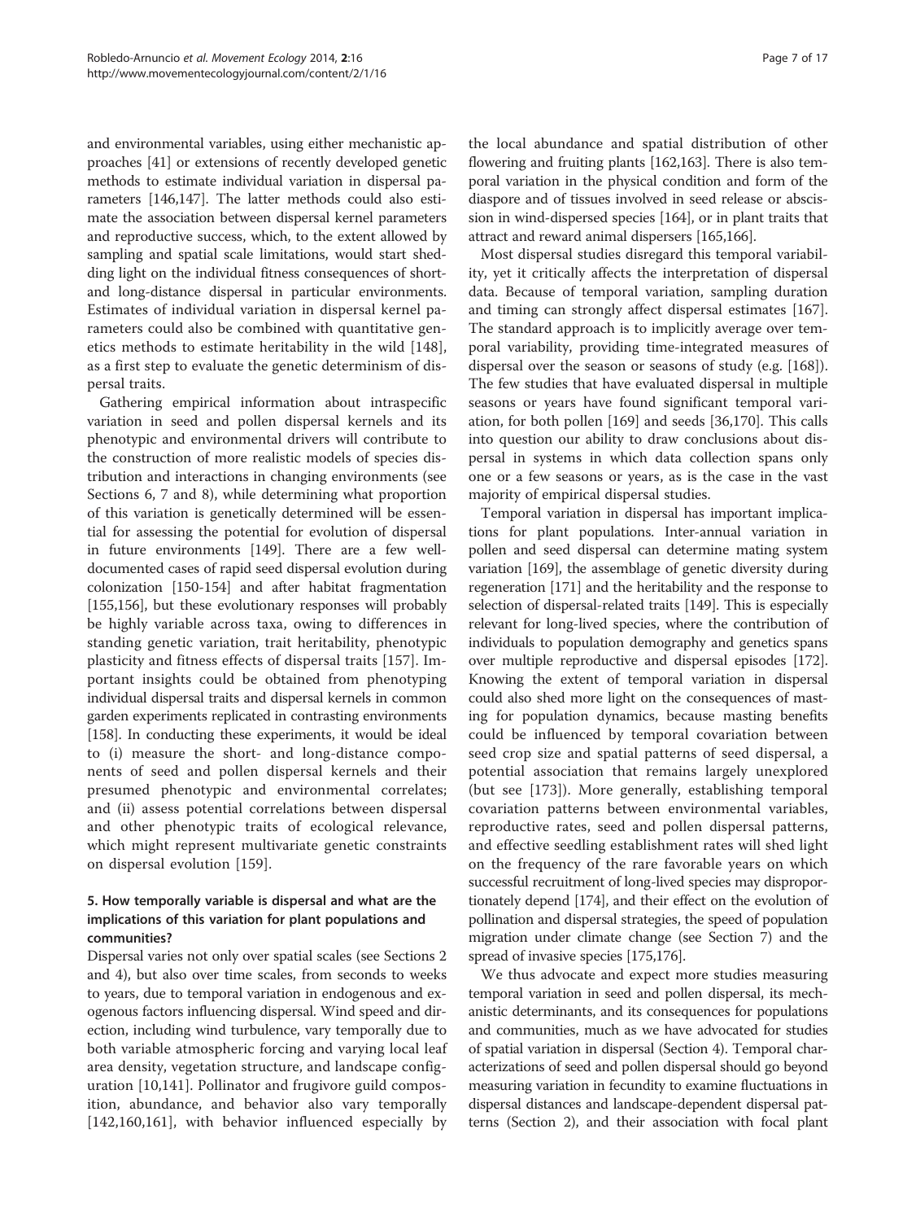and environmental variables, using either mechanistic approaches [41] or extensions of recently developed genetic methods to estimate individual variation in dispersal parameters [146,147]. The latter methods could also estimate the association between dispersal kernel parameters and reproductive success, which, to the extent allowed by sampling and spatial scale limitations, would start shedding light on the individual fitness consequences of short- and long-distance dispersal in particular environments. Estimates of individual variation in dispersal kernel parameters could also be combined with quantitative genetics methods to estimate heritability in the wild [148], as a first step to evaluate the genetic determinism of dispersal traits.

Gathering empirical information about intraspecific variation in seed and pollen dispersal kernels and its phenotypic and environmental drivers will contribute to the construction of more realistic models of species distribution and interactions in changing environments (see Sections 6, 7 and 8), while determining what proportion of this variation is genetically determined will be essential for assessing the potential for evolution of dispersal in future environments [149]. There are a few well-documented cases of rapid seed dispersal evolution during colonization [150-154] and after habitat fragmentation [155,156], but these evolutionary responses will probably be highly variable across taxa, owing to differences in standing genetic variation, trait heritability, phenotypic plasticity and fitness effects of dispersal traits [157]. Important insights could be obtained from phenotyping individual dispersal traits and dispersal kernels in common garden experiments replicated in contrasting environments [158]. In conducting these experiments, it would be ideal to (i) measure the short- and long-distance components of seed and pollen dispersal kernels and their presumed phenotypic and environmental correlates; and (ii) assess potential correlations between dispersal and other phenotypic traits of ecological relevance, which might represent multivariate genetic constraints on dispersal evolution [159].

### 5. How temporally variable is dispersal and what are the implications of this variation for plant populations and communities?

Dispersal varies not only over spatial scales (see Sections 2 and 4), but also over time scales, from seconds to weeks to years, due to temporal variation in endogenous and exogenous factors influencing dispersal. Wind speed and direction, including wind turbulence, vary temporally due to both variable atmospheric forcing and varying local leaf area density, vegetation structure, and landscape configuration [10,141]. Pollinator and frugivore guild composition, abundance, and behavior also vary temporally [142,160,161], with behavior influenced especially by the local abundance and spatial distribution of other flowering and fruiting plants [162,163]. There is also temporal variation in the physical condition and form of the diaspore and of tissues involved in seed release or abscission in wind-dispersed species [164], or in plant traits that attract and reward animal dispersers [165,166].

Most dispersal studies disregard this temporal variability, yet it critically affects the interpretation of dispersal data. Because of temporal variation, sampling duration and timing can strongly affect dispersal estimates [167]. The standard approach is to implicitly average over temporal variability, providing time-integrated measures of dispersal over the season or seasons of study (e.g. [168]). The few studies that have evaluated dispersal in multiple seasons or years have found significant temporal variation, for both pollen [169] and seeds [36,170]. This calls into question our ability to draw conclusions about dispersal in systems in which data collection spans only one or a few seasons or years, as is the case in the vast majority of empirical dispersal studies.

Temporal variation in dispersal has important implications for plant populations. Inter-annual variation in pollen and seed dispersal can determine mating system variation [169], the assemblage of genetic diversity during regeneration [171] and the heritability and the response to selection of dispersal-related traits [149]. This is especially relevant for long-lived species, where the contribution of individuals to population demography and genetics spans over multiple reproductive and dispersal episodes [172]. Knowing the extent of temporal variation in dispersal could also shed more light on the consequences of masting for population dynamics, because masting benefits could be influenced by temporal covariation between seed crop size and spatial patterns of seed dispersal, a potential association that remains largely unexplored (but see [173]). More generally, establishing temporal covariation patterns between environmental variables, reproductive rates, seed and pollen dispersal patterns, and effective seedling establishment rates will shed light on the frequency of the rare favorable years on which successful recruitment of long-lived species may disproportionately depend [174], and their effect on the evolution of pollination and dispersal strategies, the speed of population migration under climate change (see Section 7) and the spread of invasive species [175,176].

We thus advocate and expect more studies measuring temporal variation in seed and pollen dispersal, its mechanistic determinants, and its consequences for populations and communities, much as we have advocated for studies of spatial variation in dispersal (Section 4). Temporal characterizations of seed and pollen dispersal should go beyond measuring variation in fecundity to examine fluctuations in dispersal distances and landscape-dependent dispersal patterns (Section 2), and their association with focal plant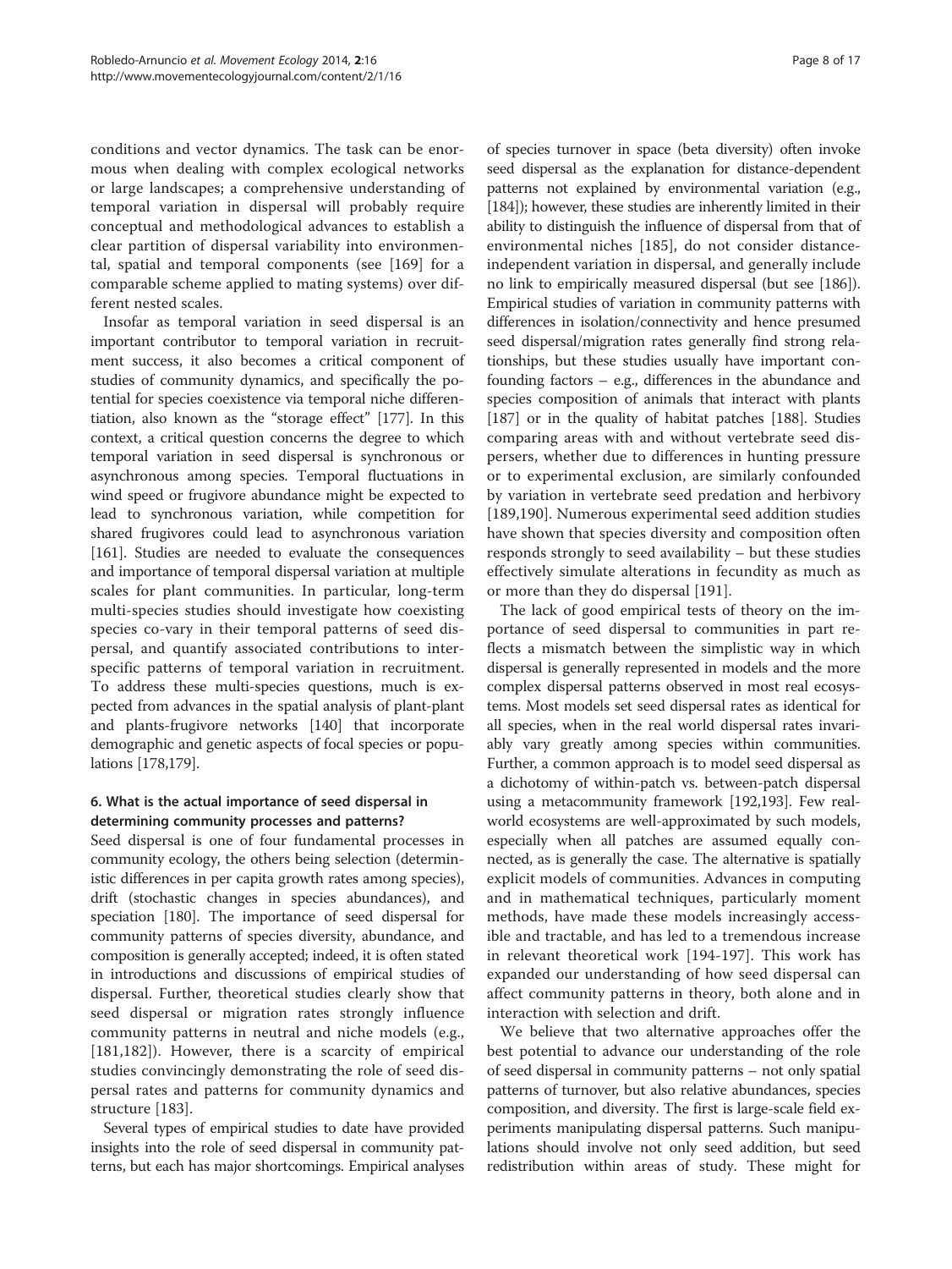conditions and vector dynamics. The task can be enormous when dealing with complex ecological networks or large landscapes; a comprehensive understanding of temporal variation in dispersal will probably require conceptual and methodological advances to establish a clear partition of dispersal variability into environmental, spatial and temporal components (see [169] for a comparable scheme applied to mating systems) over different nested scales.

Insofar as temporal variation in seed dispersal is an important contributor to temporal variation in recruitment success, it also becomes a critical component of studies of community dynamics, and specifically the potential for species coexistence via temporal niche differentiation, also known as the "storage effect" [177]. In this context, a critical question concerns the degree to which temporal variation in seed dispersal is synchronous or asynchronous among species. Temporal fluctuations in wind speed or frugivore abundance might be expected to lead to synchronous variation, while competition for shared frugivores could lead to asynchronous variation [161]. Studies are needed to evaluate the consequences and importance of temporal dispersal variation at multiple scales for plant communities. In particular, long-term multi-species studies should investigate how coexisting species co-vary in their temporal patterns of seed dispersal, and quantify associated contributions to interspecific patterns of temporal variation in recruitment. To address these multi-species questions, much is expected from advances in the spatial analysis of plant-plant and plants-frugivore networks [140] that incorporate demographic and genetic aspects of focal species or populations [178,179].

### 6. What is the actual importance of seed dispersal in determining community processes and patterns?

Seed dispersal is one of four fundamental processes in community ecology, the others being selection (deterministic differences in per capita growth rates among species), drift (stochastic changes in species abundances), and speciation [180]. The importance of seed dispersal for community patterns of species diversity, abundance, and composition is generally accepted; indeed, it is often stated in introductions and discussions of empirical studies of dispersal. Further, theoretical studies clearly show that seed dispersal or migration rates strongly influence community patterns in neutral and niche models (e.g., [181,182]). However, there is a scarcity of empirical studies convincingly demonstrating the role of seed dispersal rates and patterns for community dynamics and structure [183].

Several types of empirical studies to date have provided insights into the role of seed dispersal in community patterns, but each has major shortcomings. Empirical analyses of species turnover in space (beta diversity) often invoke seed dispersal as the explanation for distance-dependent patterns not explained by environmental variation (e.g., [184]); however, these studies are inherently limited in their ability to distinguish the influence of dispersal from that of environmental niches [185], do not consider distance-independent variation in dispersal, and generally include no link to empirically measured dispersal (but see [186]). Empirical studies of variation in community patterns with differences in isolation/connectivity and hence presumed seed dispersal/migration rates generally find strong relationships, but these studies usually have important confounding factors – e.g., differences in the abundance and species composition of animals that interact with plants [187] or in the quality of habitat patches [188]. Studies comparing areas with and without vertebrate seed dispersers, whether due to differences in hunting pressure or to experimental exclusion, are similarly confounded by variation in vertebrate seed predation and herbivory [189,190]. Numerous experimental seed addition studies have shown that species diversity and composition often responds strongly to seed availability – but these studies effectively simulate alterations in fecundity as much as or more than they do dispersal [191].

The lack of good empirical tests of theory on the importance of seed dispersal to communities in part reflects a mismatch between the simplistic way in which dispersal is generally represented in models and the more complex dispersal patterns observed in most real ecosystems. Most models set seed dispersal rates as identical for all species, when in the real world dispersal rates invariably vary greatly among species within communities. Further, a common approach is to model seed dispersal as a dichotomy of within-patch vs. between-patch dispersal using a metacommunity framework [192,193]. Few real-world ecosystems are well-approximated by such models, especially when all patches are assumed equally connected, as is generally the case. The alternative is spatially explicit models of communities. Advances in computing and in mathematical techniques, particularly moment methods, have made these models increasingly accessible and tractable, and has led to a tremendous increase in relevant theoretical work [194-197]. This work has expanded our understanding of how seed dispersal can affect community patterns in theory, both alone and in interaction with selection and drift.

We believe that two alternative approaches offer the best potential to advance our understanding of the role of seed dispersal in community patterns – not only spatial patterns of turnover, but also relative abundances, species composition, and diversity. The first is large-scale field experiments manipulating dispersal patterns. Such manipulations should involve not only seed addition, but seed redistribution within areas of study. These might for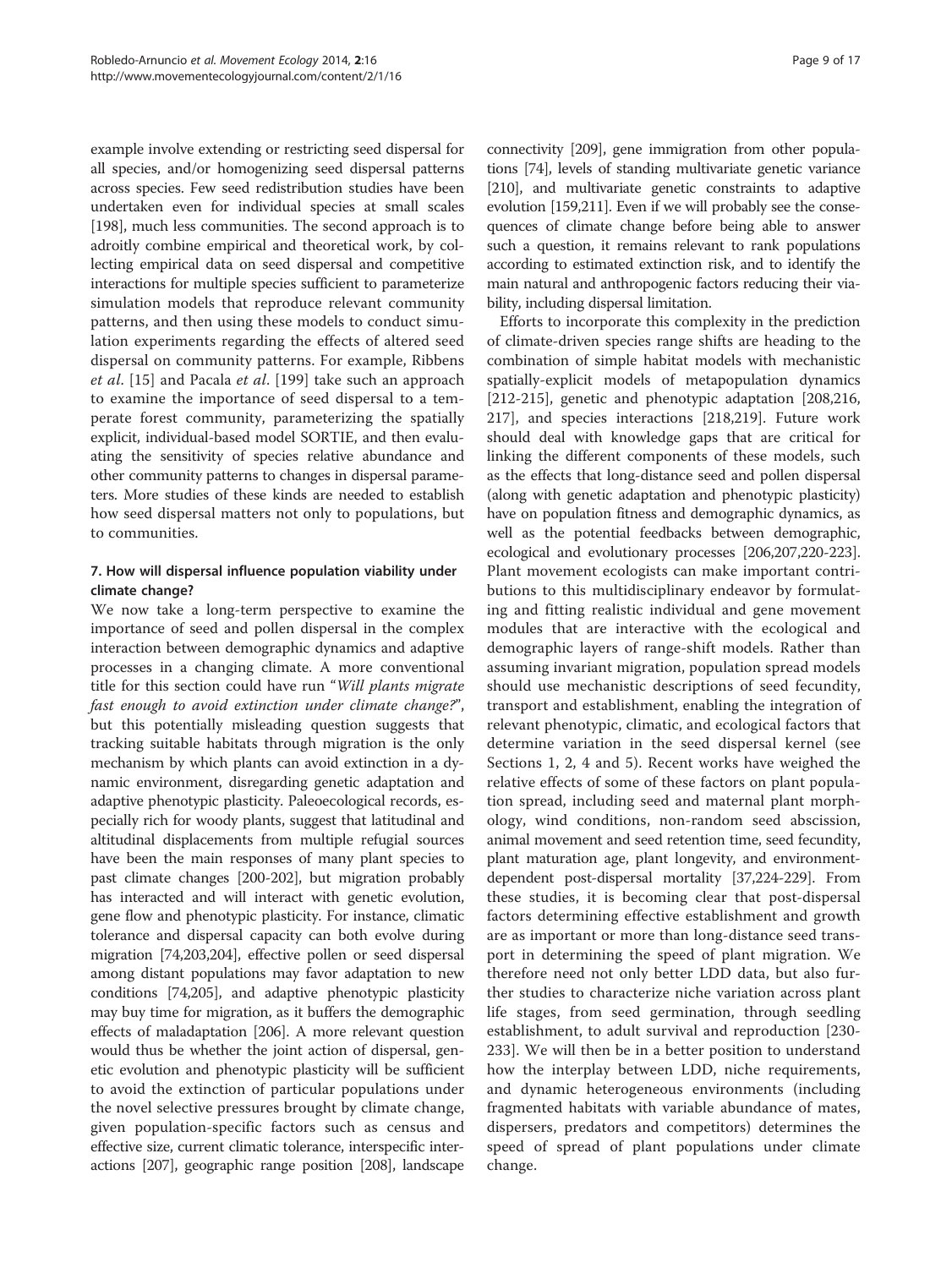example involve extending or restricting seed dispersal for all species, and/or homogenizing seed dispersal patterns across species. Few seed redistribution studies have been undertaken even for individual species at small scales [198], much less communities. The second approach is to adroitly combine empirical and theoretical work, by collecting empirical data on seed dispersal and competitive interactions for multiple species sufficient to parameterize simulation models that reproduce relevant community patterns, and then using these models to conduct simulation experiments regarding the effects of altered seed dispersal on community patterns. For example, Ribbens *et al*. [15] and Pacala *et al*. [199] take such an approach to examine the importance of seed dispersal to a temperate forest community, parameterizing the spatially explicit, individual-based model SORTIE, and then evaluating the sensitivity of species relative abundance and other community patterns to changes in dispersal parameters. More studies of these kinds are needed to establish how seed dispersal matters not only to populations, but to communities.

### 7. How will dispersal influence population viability under climate change?

We now take a long-term perspective to examine the importance of seed and pollen dispersal in the complex interaction between demographic dynamics and adaptive processes in a changing climate. A more conventional title for this section could have run "*Will plants migrate fast enough to avoid extinction under climate change?*", but this potentially misleading question suggests that tracking suitable habitats through migration is the only mechanism by which plants can avoid extinction in a dynamic environment, disregarding genetic adaptation and adaptive phenotypic plasticity. Paleoecological records, especially rich for woody plants, suggest that latitudinal and altitudinal displacements from multiple refugial sources have been the main responses of many plant species to past climate changes [200-202], but migration probably has interacted and will interact with genetic evolution, gene flow and phenotypic plasticity. For instance, climatic tolerance and dispersal capacity can both evolve during migration [74,203,204], effective pollen or seed dispersal among distant populations may favor adaptation to new conditions [74,205], and adaptive phenotypic plasticity may buy time for migration, as it buffers the demographic effects of maladaptation [206]. A more relevant question would thus be whether the joint action of dispersal, genetic evolution and phenotypic plasticity will be sufficient to avoid the extinction of particular populations under the novel selective pressures brought by climate change, given population-specific factors such as census and effective size, current climatic tolerance, interspecific interactions [207], geographic range position [208], landscape connectivity [209], gene immigration from other populations [74], levels of standing multivariate genetic variance [210], and multivariate genetic constraints to adaptive evolution [159,211]. Even if we will probably see the consequences of climate change before being able to answer such a question, it remains relevant to rank populations according to estimated extinction risk, and to identify the main natural and anthropogenic factors reducing their viability, including dispersal limitation.

Efforts to incorporate this complexity in the prediction of climate-driven species range shifts are heading to the combination of simple habitat models with mechanistic spatially-explicit models of metapopulation dynamics [212-215], genetic and phenotypic adaptation [208,216, 217], and species interactions [218,219]. Future work should deal with knowledge gaps that are critical for linking the different components of these models, such as the effects that long-distance seed and pollen dispersal (along with genetic adaptation and phenotypic plasticity) have on population fitness and demographic dynamics, as well as the potential feedbacks between demographic, ecological and evolutionary processes [206,207,220-223]. Plant movement ecologists can make important contributions to this multidisciplinary endeavor by formulating and fitting realistic individual and gene movement modules that are interactive with the ecological and demographic layers of range-shift models. Rather than assuming invariant migration, population spread models should use mechanistic descriptions of seed fecundity, transport and establishment, enabling the integration of relevant phenotypic, climatic, and ecological factors that determine variation in the seed dispersal kernel (see Sections 1, 2, 4 and 5). Recent works have weighed the relative effects of some of these factors on plant population spread, including seed and maternal plant morphology, wind conditions, non-random seed abscission, animal movement and seed retention time, seed fecundity, plant maturation age, plant longevity, and environment-dependent post-dispersal mortality [37,224-229]. From these studies, it is becoming clear that post-dispersal factors determining effective establishment and growth are as important or more than long-distance seed transport in determining the speed of plant migration. We therefore need not only better LDD data, but also further studies to characterize niche variation across plant life stages, from seed germination, through seedling establishment, to adult survival and reproduction [230-233]. We will then be in a better position to understand how the interplay between LDD, niche requirements, and dynamic heterogeneous environments (including fragmented habitats with variable abundance of mates, dispersers, predators and competitors) determines the speed of spread of plant populations under climate change.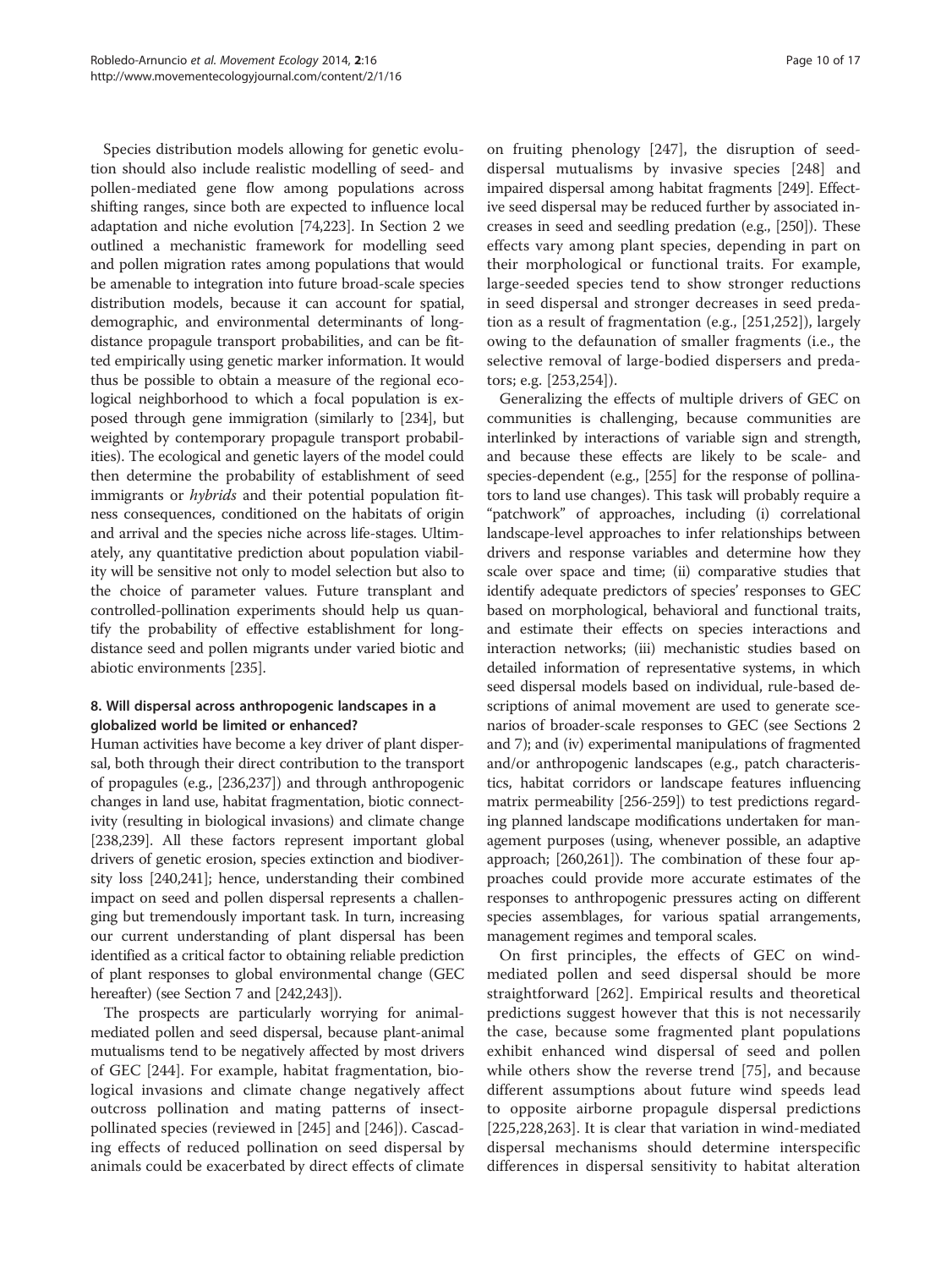Species distribution models allowing for genetic evolution should also include realistic modelling of seed- and pollen-mediated gene flow among populations across shifting ranges, since both are expected to influence local adaptation and niche evolution [74,223]. In Section 2 we outlined a mechanistic framework for modelling seed and pollen migration rates among populations that would be amenable to integration into future broad-scale species distribution models, because it can account for spatial, demographic, and environmental determinants of long-distance propagule transport probabilities, and can be fitted empirically using genetic marker information. It would thus be possible to obtain a measure of the regional ecological neighborhood to which a focal population is exposed through gene immigration (similarly to [234], but weighted by contemporary propagule transport probabilities). The ecological and genetic layers of the model could then determine the probability of establishment of seed immigrants or *hybrids* and their potential population fitness consequences, conditioned on the habitats of origin and arrival and the species niche across life-stages. Ultimately, any quantitative prediction about population viability will be sensitive not only to model selection but also to the choice of parameter values. Future transplant and controlled-pollination experiments should help us quantify the probability of effective establishment for long-distance seed and pollen migrants under varied biotic and abiotic environments [235].

#### 8. Will dispersal across anthropogenic landscapes in a globalized world be limited or enhanced?

Human activities have become a key driver of plant dispersal, both through their direct contribution to the transport of propagules (e.g., [236,237]) and through anthropogenic changes in land use, habitat fragmentation, biotic connectivity (resulting in biological invasions) and climate change [238,239]. All these factors represent important global drivers of genetic erosion, species extinction and biodiversity loss [240,241]; hence, understanding their combined impact on seed and pollen dispersal represents a challenging but tremendously important task. In turn, increasing our current understanding of plant dispersal has been identified as a critical factor to obtaining reliable prediction of plant responses to global environmental change (GEC hereafter) (see Section 7 and [242,243]).

The prospects are particularly worrying for animal-mediated pollen and seed dispersal, because plant-animal mutualisms tend to be negatively affected by most drivers of GEC [244]. For example, habitat fragmentation, biological invasions and climate change negatively affect outcross pollination and mating patterns of insect-pollinated species (reviewed in [245] and [246]). Cascading effects of reduced pollination on seed dispersal by animals could be exacerbated by direct effects of climate on fruiting phenology [247], the disruption of seed-dispersal mutualisms by invasive species [248] and impaired dispersal among habitat fragments [249]. Effective seed dispersal may be reduced further by associated increases in seed and seedling predation (e.g., [250]). These effects vary among plant species, depending in part on their morphological or functional traits. For example, large-seeded species tend to show stronger reductions in seed dispersal and stronger decreases in seed predation as a result of fragmentation (e.g., [251,252]), largely owing to the defaunation of smaller fragments (i.e., the selective removal of large-bodied dispersers and predators; e.g. [253,254]).

Generalizing the effects of multiple drivers of GEC on communities is challenging, because communities are interlinked by interactions of variable sign and strength, and because these effects are likely to be scale- and species-dependent (e.g., [255] for the response of pollinators to land use changes). This task will probably require a "patchwork" of approaches, including (i) correlational landscape-level approaches to infer relationships between drivers and response variables and determine how they scale over space and time; (ii) comparative studies that identify adequate predictors of species' responses to GEC based on morphological, behavioral and functional traits, and estimate their effects on species interactions and interaction networks; (iii) mechanistic studies based on detailed information of representative systems, in which seed dispersal models based on individual, rule-based descriptions of animal movement are used to generate scenarios of broader-scale responses to GEC (see Sections 2 and 7); and (iv) experimental manipulations of fragmented and/or anthropogenic landscapes (e.g., patch characteristics, habitat corridors or landscape features influencing matrix permeability [256-259]) to test predictions regarding planned landscape modifications undertaken for management purposes (using, whenever possible, an adaptive approach; [260,261]). The combination of these four approaches could provide more accurate estimates of the responses to anthropogenic pressures acting on different species assemblages, for various spatial arrangements, management regimes and temporal scales.

On first principles, the effects of GEC on wind-mediated pollen and seed dispersal should be more straightforward [262]. Empirical results and theoretical predictions suggest however that this is not necessarily the case, because some fragmented plant populations exhibit enhanced wind dispersal of seed and pollen while others show the reverse trend [75], and because different assumptions about future wind speeds lead to opposite airborne propagule dispersal predictions [225,228,263]. It is clear that variation in wind-mediated dispersal mechanisms should determine interspecific differences in dispersal sensitivity to habitat alteration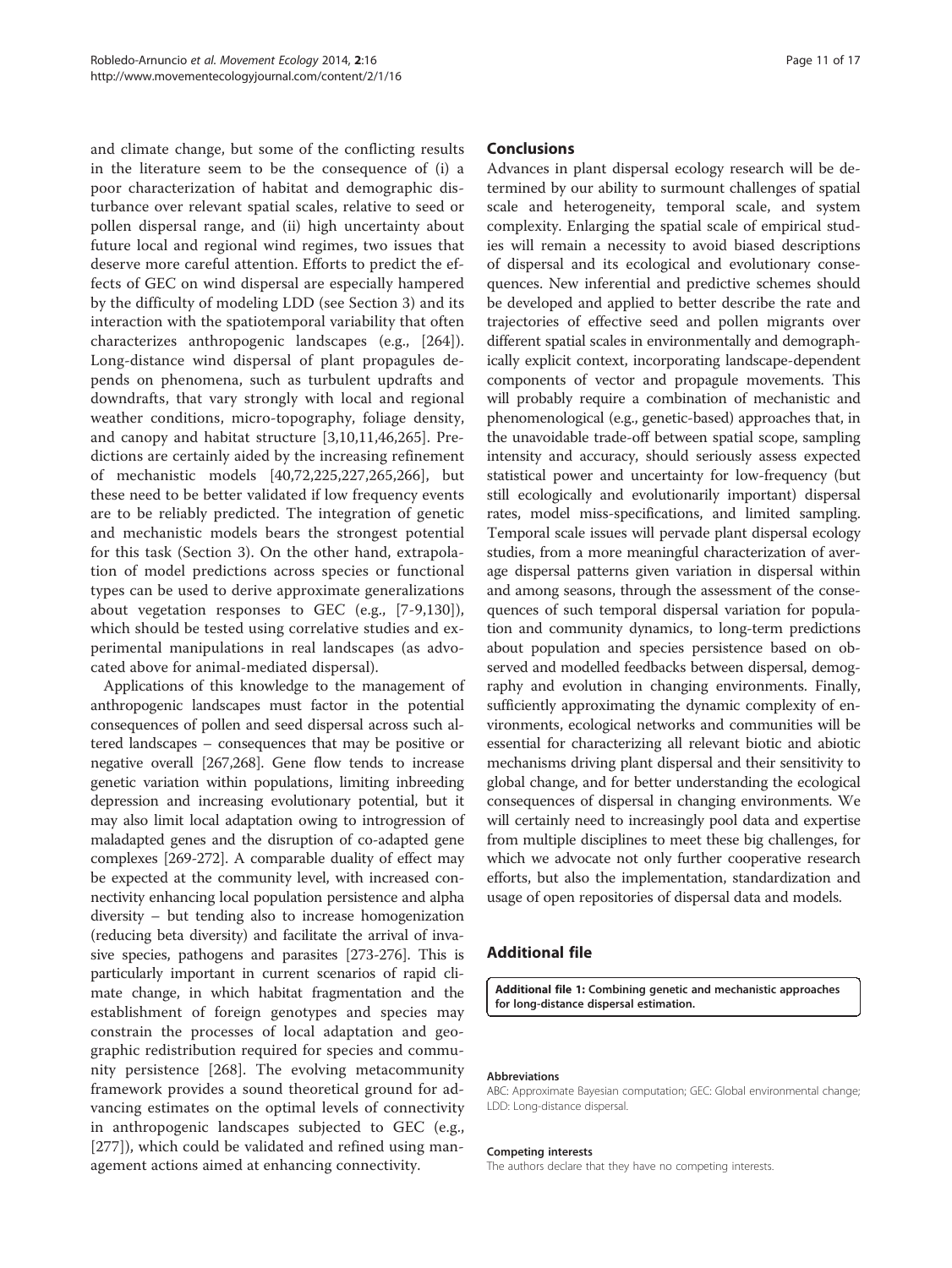and climate change, but some of the conflicting results in the literature seem to be the consequence of (i) a poor characterization of habitat and demographic disturbance over relevant spatial scales, relative to seed or pollen dispersal range, and (ii) high uncertainty about future local and regional wind regimes, two issues that deserve more careful attention. Efforts to predict the effects of GEC on wind dispersal are especially hampered by the difficulty of modeling LDD (see Section 3) and its interaction with the spatiotemporal variability that often characterizes anthropogenic landscapes (e.g., [264]). Long-distance wind dispersal of plant propagules depends on phenomena, such as turbulent updrafts and downdrafts, that vary strongly with local and regional weather conditions, micro-topography, foliage density, and canopy and habitat structure [3,10,11,46,265]. Predictions are certainly aided by the increasing refinement of mechanistic models [40,72,225,227,265,266], but these need to be better validated if low frequency events are to be reliably predicted. The integration of genetic and mechanistic models bears the strongest potential for this task (Section 3). On the other hand, extrapolation of model predictions across species or functional types can be used to derive approximate generalizations about vegetation responses to GEC (e.g., [7-9,130]), which should be tested using correlative studies and experimental manipulations in real landscapes (as advocated above for animal-mediated dispersal).

Applications of this knowledge to the management of anthropogenic landscapes must factor in the potential consequences of pollen and seed dispersal across such altered landscapes – consequences that may be positive or negative overall [267,268]. Gene flow tends to increase genetic variation within populations, limiting inbreeding depression and increasing evolutionary potential, but it may also limit local adaptation owing to introgression of maladapted genes and the disruption of co-adapted gene complexes [269-272]. A comparable duality of effect may be expected at the community level, with increased connectivity enhancing local population persistence and alpha diversity – but tending also to increase homogenization (reducing beta diversity) and facilitate the arrival of invasive species, pathogens and parasites [273-276]. This is particularly important in current scenarios of rapid climate change, in which habitat fragmentation and the establishment of foreign genotypes and species may constrain the processes of local adaptation and geographic redistribution required for species and community persistence [268]. The evolving metacommunity framework provides a sound theoretical ground for advancing estimates on the optimal levels of connectivity in anthropogenic landscapes subjected to GEC (e.g., [277]), which could be validated and refined using management actions aimed at enhancing connectivity.

## Conclusions

Advances in plant dispersal ecology research will be determined by our ability to surmount challenges of spatial scale and heterogeneity, temporal scale, and system complexity. Enlarging the spatial scale of empirical studies will remain a necessity to avoid biased descriptions of dispersal and its ecological and evolutionary consequences. New inferential and predictive schemes should be developed and applied to better describe the rate and trajectories of effective seed and pollen migrants over different spatial scales in environmentally and demographically explicit context, incorporating landscape-dependent components of vector and propagule movements. This will probably require a combination of mechanistic and phenomenological (e.g., genetic-based) approaches that, in the unavoidable trade-off between spatial scope, sampling intensity and accuracy, should seriously assess expected statistical power and uncertainty for low-frequency (but still ecologically and evolutionarily important) dispersal rates, model miss-specifications, and limited sampling. Temporal scale issues will pervade plant dispersal ecology studies, from a more meaningful characterization of average dispersal patterns given variation in dispersal within and among seasons, through the assessment of the consequences of such temporal dispersal variation for population and community dynamics, to long-term predictions about population and species persistence based on observed and modelled feedbacks between dispersal, demography and evolution in changing environments. Finally, sufficiently approximating the dynamic complexity of environments, ecological networks and communities will be essential for characterizing all relevant biotic and abiotic mechanisms driving plant dispersal and their sensitivity to global change, and for better understanding the ecological consequences of dispersal in changing environments. We will certainly need to increasingly pool data and expertise from multiple disciplines to meet these big challenges, for which we advocate not only further cooperative research efforts, but also the implementation, standardization and usage of open repositories of dispersal data and models.

## Additional file

**Additional file 1: Combining genetic and mechanistic approaches for long-distance dispersal estimation.**

#### Abbreviations

ABC: Approximate Bayesian computation; GEC: Global environmental change; LDD: Long-distance dispersal.

#### Competing interests

The authors declare that they have no competing interests.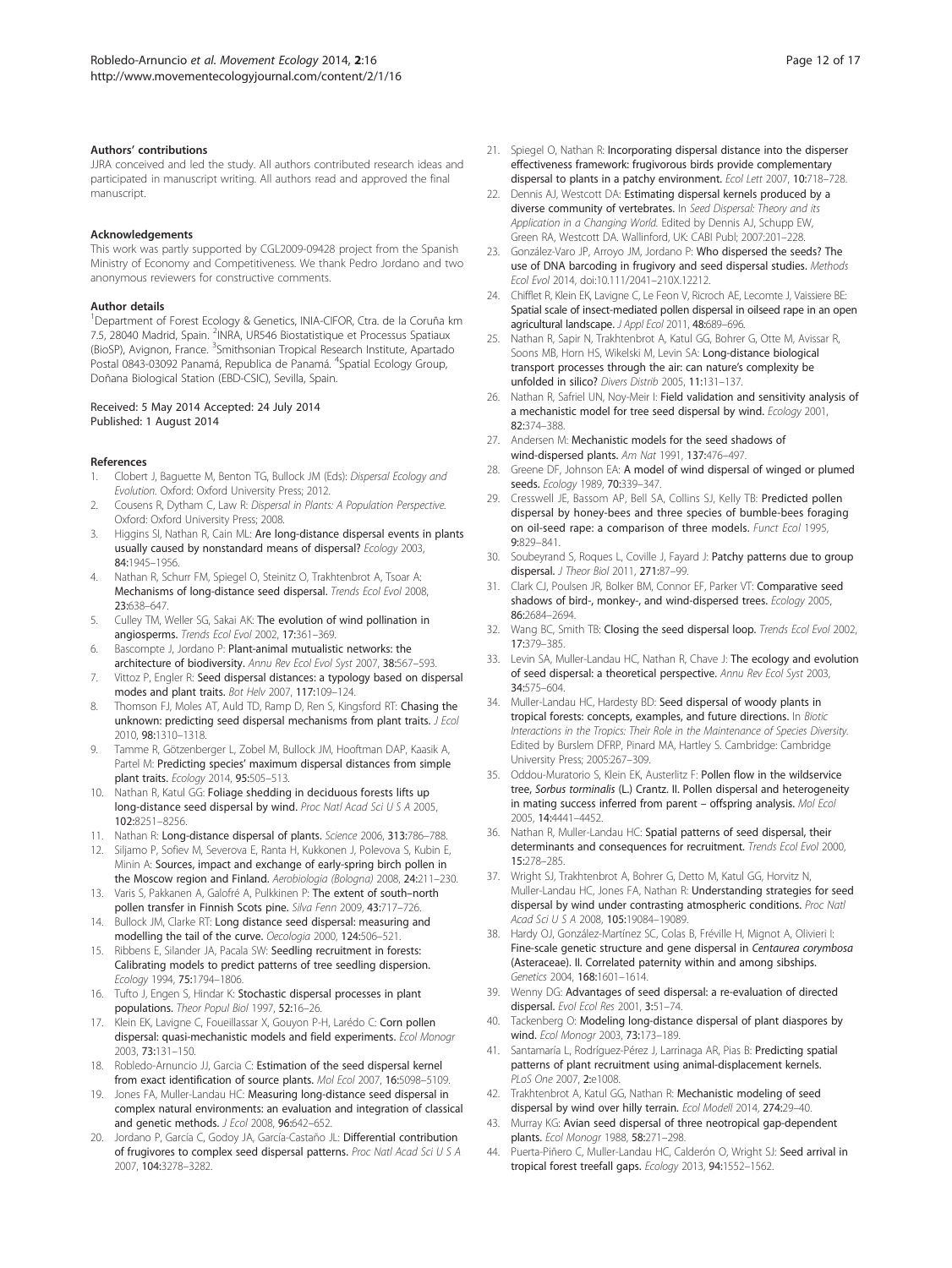### Authors' contributions

JJRA conceived and led the study. All authors contributed research ideas and participated in manuscript writing. All authors read and approved the final manuscript.

### Acknowledgements

This work was partly supported by CGL2009-09428 project from the Spanish Ministry of Economy and Competitiveness. We thank Pedro Jordano and two anonymous reviewers for constructive comments.

### Author details

[1]Department of Forest Ecology & Genetics, INIA-CIFOR, Ctra. de la Coruña km 7.5, 28040 Madrid, Spain. [2]INRA, UR546 Biostatistique et Processus Spatiaux (BioSP), Avignon, France. [3]Smithsonian Tropical Research Institute, Apartado Postal 0843-03092 Panamá, Republica de Panamá. [4]Spatial Ecology Group, Doñana Biological Station (EBD-CSIC), Sevilla, Spain.

Received: 5 May 2014 Accepted: 24 July 2014
Published: 1 August 2014

### References

1. Clobert J, Baguette M, Benton TG, Bullock JM (Eds): *Dispersal Ecology and Evolution*. Oxford: Oxford University Press; 2012.
2. Cousens R, Dytham C, Law R: *Dispersal in Plants: A Population Perspective*. Oxford: Oxford University Press; 2008.
3. Higgins SI, Nathan R, Cain ML: **Are long-distance dispersal events in plants usually caused by nonstandard means of dispersal?** *Ecology* 2003, **84:**1945–1956.
4. Nathan R, Schurr FM, Spiegel O, Steinitz O, Trakhtenbrot A, Tsoar A: **Mechanisms of long-distance seed dispersal.** *Trends Ecol Evol* 2008, **23:**638–647.
5. Culley TM, Weller SG, Sakai AK: **The evolution of wind pollination in angiosperms.** *Trends Ecol Evol* 2002, **17:**361–369.
6. Bascompte J, Jordano P: **Plant-animal mutualistic networks: the architecture of biodiversity.** *Annu Rev Ecol Evol Syst* 2007, **38:**567–593.
7. Vittoz P, Engler R: **Seed dispersal distances: a typology based on dispersal modes and plant traits.** *Bot Helv* 2007, **117:**109–124.
8. Thomson FJ, Moles AT, Auld TD, Ramp D, Ren S, Kingsford RT: **Chasing the unknown: predicting seed dispersal mechanisms from plant traits.** *J Ecol* 2010, **98:**1310–1318.
9. Tamme R, Götzenberger L, Zobel M, Bullock JM, Hooftman DAP, Kaasik A, Partel M: **Predicting species' maximum dispersal distances from simple plant traits.** *Ecology* 2014, **95:**505–513.
10. Nathan R, Katul GG: **Foliage shedding in deciduous forests lifts up long-distance seed dispersal by wind.** *Proc Natl Acad Sci U S A* 2005, **102:**8251–8256.
11. Nathan R: **Long-distance dispersal of plants.** *Science* 2006, **313:**786–788.
12. Siljamo P, Sofiev M, Severova E, Ranta H, Kukkonen J, Polevova S, Kubin E, Minin A: **Sources, impact and exchange of early-spring birch pollen in the Moscow region and Finland.** *Aerobiologia (Bologna)* 2008, **24:**211–230.
13. Varis S, Pakkanen A, Galofré A, Pulkkinen P: **The extent of south–north pollen transfer in Finnish Scots pine.** *Silva Fenn* 2009, **43:**717–726.
14. Bullock JM, Clarke RT: **Long distance seed dispersal: measuring and modelling the tail of the curve.** *Oecologia* 2000, **124:**506–521.
15. Ribbens E, Silander JA, Pacala SW: **Seedling recruitment in forests: Calibrating models to predict patterns of tree seedling dispersion.** *Ecology* 1994, **75:**1794–1806.
16. Tufto J, Engen S, Hindar K: **Stochastic dispersal processes in plant populations.** *Theor Popul Biol* 1997, **52:**16–26.
17. Klein EK, Lavigne C, Foueillassar X, Gouyon P-H, Larédo C: **Corn pollen dispersal: quasi-mechanistic models and field experiments.** *Ecol Monogr* 2003, **73:**131–150.
18. Robledo-Arnuncio JJ, Garcia C: **Estimation of the seed dispersal kernel from exact identification of source plants.** *Mol Ecol* 2007, **16:**5098–5109.
19. Jones FA, Muller-Landau HC: **Measuring long-distance seed dispersal in complex natural environments: an evaluation and integration of classical and genetic methods.** *J Ecol* 2008, **96:**642–652.
20. Jordano P, García C, Godoy JA, García-Castaño JL: **Differential contribution of frugivores to complex seed dispersal patterns.** *Proc Natl Acad Sci U S A* 2007, **104:**3278–3282.
21. Spiegel O, Nathan R: **Incorporating dispersal distance into the disperser effectiveness framework: frugivorous birds provide complementary dispersal to plants in a patchy environment.** *Ecol Lett* 2007, **10:**718–728.
22. Dennis AJ, Westcott DA: **Estimating dispersal kernels produced by a diverse community of vertebrates.** In *Seed Dispersal: Theory and its Application in a Changing World*. Edited by Dennis AJ, Schupp EW, Green RA, Westcott DA. Wallinford, UK: CABI Publ; 2007:201–228.
23. González-Varo JP, Arroyo JM, Jordano P: **Who dispersed the seeds? The use of DNA barcoding in frugivory and seed dispersal studies.** *Methods Ecol Evol* 2014, doi:10.111/2041–210X.12212.
24. Chifflet R, Klein EK, Lavigne C, Le Feon V, Ricroch AE, Lecomte J, Vaissiere BE: **Spatial scale of insect-mediated pollen dispersal in oilseed rape in an open agricultural landscape.** *J Appl Ecol* 2011, **48:**689–696.
25. Nathan R, Sapir N, Trakhtenbrot A, Katul GG, Bohrer G, Otte M, Avissar R, Soons MB, Horn HS, Wikelski M, Levin SA: **Long-distance biological transport processes through the air: can nature's complexity be unfolded in silico?** *Divers Distrib* 2005, **11:**131–137.
26. Nathan R, Safriel UN, Noy-Meir I: **Field validation and sensitivity analysis of a mechanistic model for tree seed dispersal by wind.** *Ecology* 2001, **82:**374–388.
27. Andersen M: **Mechanistic models for the seed shadows of wind-dispersed plants.** *Am Nat* 1991, **137:**476–497.
28. Greene DF, Johnson EA: **A model of wind dispersal of winged or plumed seeds.** *Ecology* 1989, **70:**339–347.
29. Cresswell JE, Bassom AP, Bell SA, Collins SJ, Kelly TB: **Predicted pollen dispersal by honey-bees and three species of bumble-bees foraging on oil-seed rape: a comparison of three models.** *Funct Ecol* 1995, **9:**829–841.
30. Soubeyrand S, Roques L, Coville J, Fayard J: **Patchy patterns due to group dispersal.** *J Theor Biol* 2011, **271:**87–99.
31. Clark CJ, Poulsen JR, Bolker BM, Connor EF, Parker VT: **Comparative seed shadows of bird-, monkey-, and wind-dispersed trees.** *Ecology* 2005, **86:**2684–2694.
32. Wang BC, Smith TB: **Closing the seed dispersal loop.** *Trends Ecol Evol* 2002, **17:**379–385.
33. Levin SA, Muller-Landau HC, Nathan R, Chave J: **The ecology and evolution of seed dispersal: a theoretical perspective.** *Annu Rev Ecol Syst* 2003, **34:**575–604.
34. Muller-Landau HC, Hardesty BD: **Seed dispersal of woody plants in tropical forests: concepts, examples, and future directions.** In *Biotic Interactions in the Tropics: Their Role in the Maintenance of Species Diversity*. Edited by Burslem DFRP, Pinard MA, Hartley S. Cambridge: Cambridge University Press; 2005:267–309.
35. Oddou-Muratorio S, Klein EK, Austerlitz F: **Pollen flow in the wildservice tree, *Sorbus torminalis* (L.) Crantz. II. Pollen dispersal and heterogeneity in mating success inferred from parent – offspring analysis.** *Mol Ecol* 2005, **14:**4441–4452.
36. Nathan R, Muller-Landau HC: **Spatial patterns of seed dispersal, their determinants and consequences for recruitment.** *Trends Ecol Evol* 2000, **15:**278–285.
37. Wright SJ, Trakhtenbrot A, Bohrer G, Detto M, Katul GG, Horvitz N, Muller-Landau HC, Jones FA, Nathan R: **Understanding strategies for seed dispersal by wind under contrasting atmospheric conditions.** *Proc Natl Acad Sci U S A* 2008, **105:**19084–19089.
38. Hardy OJ, González-Martínez SC, Colas B, Fréville H, Mignot A, Olivieri I: **Fine-scale genetic structure and gene dispersal in *Centaurea corymbosa* (Asteraceae). II. Correlated paternity within and among sibships.** *Genetics* 2004, **168:**1601–1614.
39. Wenny DG: **Advantages of seed dispersal: a re-evaluation of directed dispersal.** *Evol Ecol Res* 2001, **3:**51–74.
40. Tackenberg O: **Modeling long-distance dispersal of plant diaspores by wind.** *Ecol Monogr* 2003, **73:**173–189.
41. Santamaría L, Rodríguez-Pérez J, Larrinaga AR, Pias B: **Predicting spatial patterns of plant recruitment using animal-displacement kernels.** *PLoS One* 2007, **2:**e1008.
42. Trakhtenbrot A, Katul GG, Nathan R: **Mechanistic modeling of seed dispersal by wind over hilly terrain.** *Ecol Modell* 2014, **274:**29–40.
43. Murray KG: **Avian seed dispersal of three neotropical gap-dependent plants.** *Ecol Monogr* 1988, **58:**271–298.
44. Puerta-Piñero C, Muller-Landau HC, Calderón O, Wright SJ: **Seed arrival in tropical forest treefall gaps.** *Ecology* 2013, **94:**1552–1562.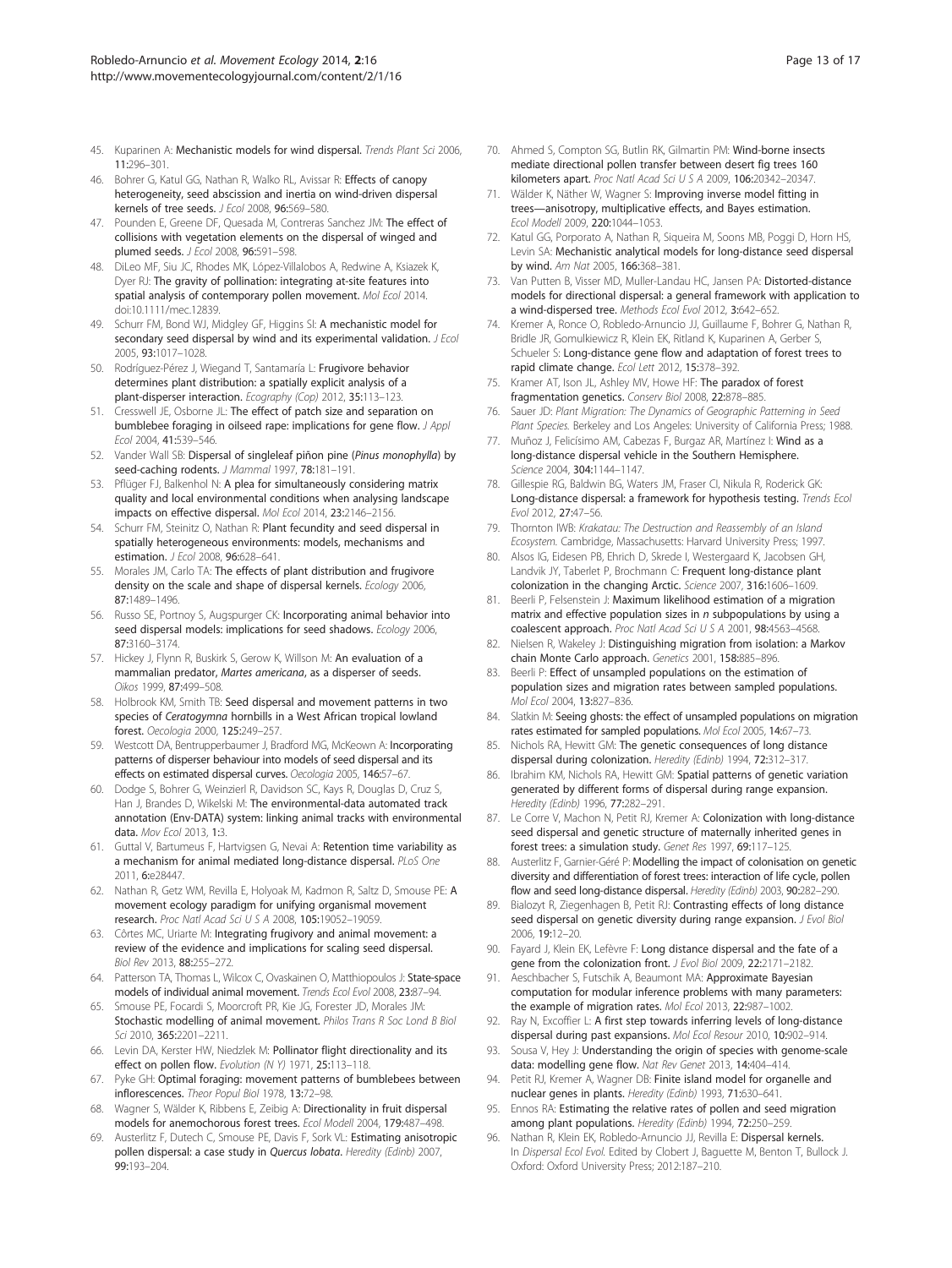45. Kuparinen A: **Mechanistic models for wind dispersal.** *Trends Plant Sci* 2006, **11:**296–301.
46. Bohrer G, Katul GG, Nathan R, Walko RL, Avissar R: **Effects of canopy heterogeneity, seed abscission and inertia on wind-driven dispersal kernels of tree seeds.** *J Ecol* 2008, **96:**569–580.
47. Pounden E, Greene DF, Quesada M, Contreras Sanchez JM: **The effect of collisions with vegetation elements on the dispersal of winged and plumed seeds.** *J Ecol* 2008, **96:**591–598.
48. DiLeo MF, Siu JC, Rhodes MK, López-Villalobos A, Redwine A, Ksiazek K, Dyer RJ: **The gravity of pollination: integrating at-site features into spatial analysis of contemporary pollen movement.** *Mol Ecol* 2014. doi:10.1111/mec.12839.
49. Schurr FM, Bond WJ, Midgley GF, Higgins SI: **A mechanistic model for secondary seed dispersal by wind and its experimental validation.** *J Ecol* 2005, **93:**1017–1028.
50. Rodríguez-Pérez J, Wiegand T, Santamaría L: **Frugivore behavior determines plant distribution: a spatially explicit analysis of a plant-disperser interaction.** *Ecography (Cop)* 2012, **35:**113–123.
51. Cresswell JE, Osborne JL: **The effect of patch size and separation on bumblebee foraging in oilseed rape: implications for gene flow.** *J Appl Ecol* 2004, **41:**539–546.
52. Vander Wall SB: **Dispersal of singleleaf piñon pine (*Pinus monophylla*) by seed-caching rodents.** *J Mammal* 1997, **78:**181–191.
53. Pflüger FJ, Balkenhol N: **A plea for simultaneously considering matrix quality and local environmental conditions when analysing landscape impacts on effective dispersal.** *Mol Ecol* 2014, **23:**2146–2156.
54. Schurr FM, Steinitz O, Nathan R: **Plant fecundity and seed dispersal in spatially heterogeneous environments: models, mechanisms and estimation.** *J Ecol* 2008, **96:**628–641.
55. Morales JM, Carlo TA: **The effects of plant distribution and frugivore density on the scale and shape of dispersal kernels.** *Ecology* 2006, **87:**1489–1496.
56. Russo SE, Portnoy S, Augspurger CK: **Incorporating animal behavior into seed dispersal models: implications for seed shadows.** *Ecology* 2006, **87:**3160–3174.
57. Hickey J, Flynn R, Buskirk S, Gerow K, Willson M: **An evaluation of a mammalian predator, *Martes americana*, as a disperser of seeds.** *Oikos* 1999, **87:**499–508.
58. Holbrook KM, Smith TB: **Seed dispersal and movement patterns in two species of *Ceratogymna* hornbills in a West African tropical lowland forest.** *Oecologia* 2000, **125:**249–257.
59. Westcott DA, Bentrupperbaumer J, Bradford MG, McKeown A: **Incorporating patterns of disperser behaviour into models of seed dispersal and its effects on estimated dispersal curves.** *Oecologia* 2005, **146:**57–67.
60. Dodge S, Bohrer G, Weinzierl R, Davidson SC, Kays R, Douglas D, Cruz S, Han J, Brandes D, Wikelski M: **The environmental-data automated track annotation (Env-DATA) system: linking animal tracks with environmental data.** *Mov Ecol* 2013, **1:**3.
61. Guttal V, Bartumeus F, Hartvigsen G, Nevai A: **Retention time variability as a mechanism for animal mediated long-distance dispersal.** *PLoS One* 2011, **6:**e28447.
62. Nathan R, Getz WM, Revilla E, Holyoak M, Kadmon R, Saltz D, Smouse PE: **A movement ecology paradigm for unifying organismal movement research.** *Proc Natl Acad Sci U S A* 2008, **105:**19052–19059.
63. Côrtes MC, Uriarte M: **Integrating frugivory and animal movement: a review of the evidence and implications for scaling seed dispersal.** *Biol Rev* 2013, **88:**255–272.
64. Patterson TA, Thomas L, Wilcox C, Ovaskainen O, Matthiopoulos J: **State-space models of individual animal movement.** *Trends Ecol Evol* 2008, **23:**87–94.
65. Smouse PE, Focardi S, Moorcroft PR, Kie JG, Forester JD, Morales JM: **Stochastic modelling of animal movement.** *Philos Trans R Soc Lond B Biol Sci* 2010, **365:**2201–2211.
66. Levin DA, Kerster HW, Niedzlek M: **Pollinator flight directionality and its effect on pollen flow.** *Evolution (N Y)* 1971, **25:**113–118.
67. Pyke GH: **Optimal foraging: movement patterns of bumblebees between inflorescences.** *Theor Popul Biol* 1978, **13:**72–98.
68. Wagner S, Wälder K, Ribbens E, Zeibig A: **Directionality in fruit dispersal models for anemochorous forest trees.** *Ecol Modell* 2004, **179:**487–498.
69. Austerlitz F, Dutech C, Smouse PE, Davis F, Sork VL: **Estimating anisotropic pollen dispersal: a case study in *Quercus lobata*.** *Heredity (Edinb)* 2007, **99:**193–204.
70. Ahmed S, Compton SG, Butlin RK, Gilmartin PM: **Wind-borne insects mediate directional pollen transfer between desert fig trees 160 kilometers apart.** *Proc Natl Acad Sci U S A* 2009, **106:**20342–20347.
71. Wälder K, Näther W, Wagner S: **Improving inverse model fitting in trees—anisotropy, multiplicative effects, and Bayes estimation.** *Ecol Modell* 2009, **220:**1044–1053.
72. Katul GG, Porporato A, Nathan R, Siqueira M, Soons MB, Poggi D, Horn HS, Levin SA: **Mechanistic analytical models for long-distance seed dispersal by wind.** *Am Nat* 2005, **166:**368–381.
73. Van Putten B, Visser MD, Muller-Landau HC, Jansen PA: **Distorted-distance models for directional dispersal: a general framework with application to a wind-dispersed tree.** *Methods Ecol Evol* 2012, **3:**642–652.
74. Kremer A, Ronce O, Robledo-Arnuncio JJ, Guillaume F, Bohrer G, Nathan R, Bridle JR, Gomulkiewicz R, Klein EK, Ritland K, Kuparinen A, Gerber S, Schueler S: **Long-distance gene flow and adaptation of forest trees to rapid climate change.** *Ecol Lett* 2012, **15:**378–392.
75. Kramer AT, Ison JL, Ashley MV, Howe HF: **The paradox of forest fragmentation genetics.** *Conserv Biol* 2008, **22:**878–885.
76. Sauer JD: *Plant Migration: The Dynamics of Geographic Patterning in Seed Plant Species.* Berkeley and Los Angeles: University of California Press; 1988.
77. Muñoz J, Felicísimo AM, Cabezas F, Burgaz AR, Martínez I: **Wind as a long-distance dispersal vehicle in the Southern Hemisphere.** *Science* 2004, **304:**1144–1147.
78. Gillespie RG, Baldwin BG, Waters JM, Fraser CI, Nikula R, Roderick GK: **Long-distance dispersal: a framework for hypothesis testing.** *Trends Ecol Evol* 2012, **27:**47–56.
79. Thornton IWB: *Krakatau: The Destruction and Reassembly of an Island Ecosystem.* Cambridge, Massachusetts: Harvard University Press; 1997.
80. Alsos IG, Eidesen PB, Ehrich D, Skrede I, Westergaard K, Jacobsen GH, Landvik JY, Taberlet P, Brochmann C: **Frequent long-distance plant colonization in the changing Arctic.** *Science* 2007, **316:**1606–1609.
81. Beerli P, Felsenstein J: **Maximum likelihood estimation of a migration matrix and effective population sizes in *n* subpopulations by using a coalescent approach.** *Proc Natl Acad Sci U S A* 2001, **98:**4563–4568.
82. Nielsen R, Wakeley J: **Distinguishing migration from isolation: a Markov chain Monte Carlo approach.** *Genetics* 2001, **158:**885–896.
83. Beerli P: **Effect of unsampled populations on the estimation of population sizes and migration rates between sampled populations.** *Mol Ecol* 2004, **13:**827–836.
84. Slatkin M: **Seeing ghosts: the effect of unsampled populations on migration rates estimated for sampled populations.** *Mol Ecol* 2005, **14:**67–73.
85. Nichols RA, Hewitt GM: **The genetic consequences of long distance dispersal during colonization.** *Heredity (Edinb)* 1994, **72:**312–317.
86. Ibrahim KM, Nichols RA, Hewitt GM: **Spatial patterns of genetic variation generated by different forms of dispersal during range expansion.** *Heredity (Edinb)* 1996, **77:**282–291.
87. Le Corre V, Machon N, Petit RJ, Kremer A: **Colonization with long-distance seed dispersal and genetic structure of maternally inherited genes in forest trees: a simulation study.** *Genet Res* 1997, **69:**117–125.
88. Austerlitz F, Garnier-Géré P: **Modelling the impact of colonisation on genetic diversity and differentiation of forest trees: interaction of life cycle, pollen flow and seed long-distance dispersal.** *Heredity (Edinb)* 2003, **90:**282–290.
89. Bialozyt R, Ziegenhagen B, Petit RJ: **Contrasting effects of long distance seed dispersal on genetic diversity during range expansion.** *J Evol Biol* 2006, **19:**12–20.
90. Fayard J, Klein EK, Lefèvre F: **Long distance dispersal and the fate of a gene from the colonization front.** *J Evol Biol* 2009, **22:**2171–2182.
91. Aeschbacher S, Futschik A, Beaumont MA: **Approximate Bayesian computation for modular inference problems with many parameters: the example of migration rates.** *Mol Ecol* 2013, **22:**987–1002.
92. Ray N, Excoffier L: **A first step towards inferring levels of long-distance dispersal during past expansions.** *Mol Ecol Resour* 2010, **10:**902–914.
93. Sousa V, Hey J: **Understanding the origin of species with genome-scale data: modelling gene flow.** *Nat Rev Genet* 2013, **14:**404–414.
94. Petit RJ, Kremer A, Wagner DB: **Finite island model for organelle and nuclear genes in plants.** *Heredity (Edinb)* 1993, **71:**630–641.
95. Ennos RA: **Estimating the relative rates of pollen and seed migration among plant populations.** *Heredity (Edinb)* 1994, **72:**250–259.
96. Nathan R, Klein EK, Robledo-Arnuncio JJ, Revilla E: **Dispersal kernels.** In *Dispersal Ecol Evol.* Edited by Clobert J, Baguette M, Benton T, Bullock J. Oxford: Oxford University Press; 2012:187–210.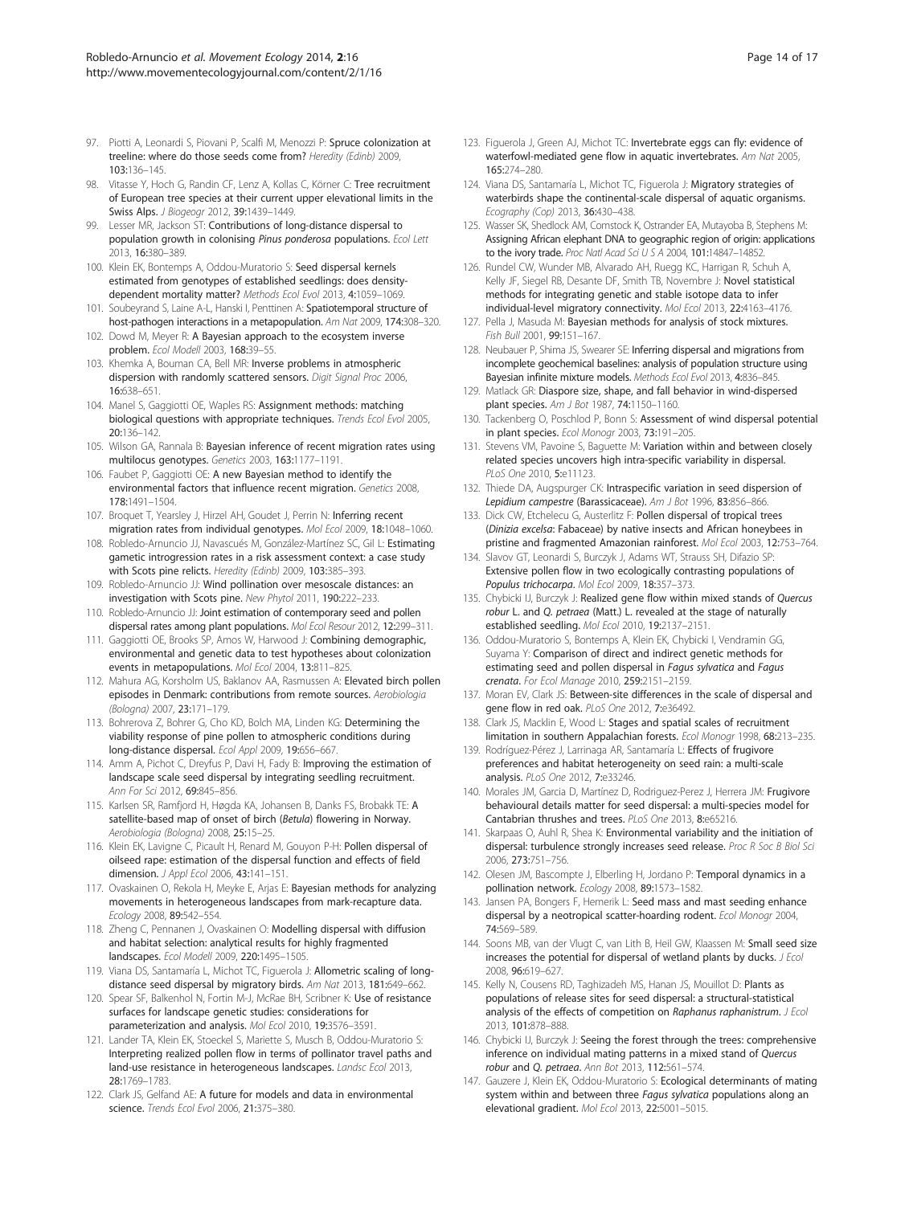97. Piotti A, Leonardi S, Piovani P, Scalfi M, Menozzi P: **Spruce colonization at treeline: where do those seeds come from?** *Heredity (Edinb)* 2009, **103:**136–145.
98. Vitasse Y, Hoch G, Randin CF, Lenz A, Kollas C, Körner C: **Tree recruitment of European tree species at their current upper elevational limits in the Swiss Alps.** *J Biogeogr* 2012, **39:**1439–1449.
99. Lesser MR, Jackson ST: **Contributions of long-distance dispersal to population growth in colonising *Pinus ponderosa* populations.** *Ecol Lett* 2013, **16:**380–389.
100. Klein EK, Bontemps A, Oddou-Muratorio S: **Seed dispersal kernels estimated from genotypes of established seedlings: does density-dependent mortality matter?** *Methods Ecol Evol* 2013, **4:**1059–1069.
101. Soubeyrand S, Laine A-L, Hanski I, Penttinen A: **Spatiotemporal structure of host-pathogen interactions in a metapopulation.** *Am Nat* 2009, **174:**308–320.
102. Dowd M, Meyer R: **A Bayesian approach to the ecosystem inverse problem.** *Ecol Modell* 2003, **168:**39–55.
103. Khemka A, Bouman CA, Bell MR: **Inverse problems in atmospheric dispersion with randomly scattered sensors.** *Digit Signal Proc* 2006, **16:**638–651.
104. Manel S, Gaggiotti OE, Waples RS: **Assignment methods: matching biological questions with appropriate techniques.** *Trends Ecol Evol* 2005, **20:**136–142.
105. Wilson GA, Rannala B: **Bayesian inference of recent migration rates using multilocus genotypes.** *Genetics* 2003, **163:**1177–1191.
106. Faubet P, Gaggiotti OE: **A new Bayesian method to identify the environmental factors that influence recent migration.** *Genetics* 2008, **178:**1491–1504.
107. Broquet T, Yearsley J, Hirzel AH, Goudet J, Perrin N: **Inferring recent migration rates from individual genotypes.** *Mol Ecol* 2009, **18:**1048–1060.
108. Robledo-Arnuncio JJ, Navascués M, González-Martínez SC, Gil L: **Estimating gametic introgression rates in a risk assessment context: a case study with Scots pine relicts.** *Heredity (Edinb)* 2009, **103:**385–393.
109. Robledo-Arnuncio JJ: **Wind pollination over mesoscale distances: an investigation with Scots pine.** *New Phytol* 2011, **190:**222–233.
110. Robledo-Arnuncio JJ: **Joint estimation of contemporary seed and pollen dispersal rates among plant populations.** *Mol Ecol Resour* 2012, **12:**299–311.
111. Gaggiotti OE, Brooks SP, Amos W, Harwood J: **Combining demographic, environmental and genetic data to test hypotheses about colonization events in metapopulations.** *Mol Ecol* 2004, **13:**811–825.
112. Mahura AG, Korsholm US, Baklanov AA, Rasmussen A: **Elevated birch pollen episodes in Denmark: contributions from remote sources.** *Aerobiologia (Bologna)* 2007, **23:**171–179.
113. Bohrerova Z, Bohrer G, Cho KD, Bolch MA, Linden KG: **Determining the viability response of pine pollen to atmospheric conditions during long-distance dispersal.** *Ecol Appl* 2009, **19:**656–667.
114. Amm A, Pichot C, Dreyfus P, Davi H, Fady B: **Improving the estimation of landscape scale seed dispersal by integrating seedling recruitment.** *Ann For Sci* 2012, **69:**845–856.
115. Karlsen SR, Ramfjord H, Høgda KA, Johansen B, Danks FS, Brobakk TE: **A satellite-based map of onset of birch (*Betula*) flowering in Norway.** *Aerobiologia (Bologna)* 2008, **25:**15–25.
116. Klein EK, Lavigne C, Picault H, Renard M, Gouyon P-H: **Pollen dispersal of oilseed rape: estimation of the dispersal function and effects of field dimension.** *J Appl Ecol* 2006, **43:**141–151.
117. Ovaskainen O, Rekola H, Meyke E, Arjas E: **Bayesian methods for analyzing movements in heterogeneous landscapes from mark-recapture data.** *Ecology* 2008, **89:**542–554.
118. Zheng C, Pennanen J, Ovaskainen O: **Modelling dispersal with diffusion and habitat selection: analytical results for highly fragmented landscapes.** *Ecol Modell* 2009, **220:**1495–1505.
119. Viana DS, Santamaría L, Michot TC, Figuerola J: **Allometric scaling of long-distance seed dispersal by migratory birds.** *Am Nat* 2013, **181:**649–662.
120. Spear SF, Balkenhol N, Fortin M-J, McRae BH, Scribner K: **Use of resistance surfaces for landscape genetic studies: considerations for parameterization and analysis.** *Mol Ecol* 2010, **19:**3576–3591.
121. Lander TA, Klein EK, Stoeckel S, Mariette S, Musch B, Oddou-Muratorio S: **Interpreting realized pollen flow in terms of pollinator travel paths and land-use resistance in heterogeneous landscapes.** *Landsc Ecol* 2013, **28:**1769–1783.
122. Clark JS, Gelfand AE: **A future for models and data in environmental science.** *Trends Ecol Evol* 2006, **21:**375–380.
123. Figuerola J, Green AJ, Michot TC: **Invertebrate eggs can fly: evidence of waterfowl-mediated gene flow in aquatic invertebrates.** *Am Nat* 2005, **165:**274–280.
124. Viana DS, Santamaría L, Michot TC, Figuerola J: **Migratory strategies of waterbirds shape the continental-scale dispersal of aquatic organisms.** *Ecography (Cop)* 2013, **36:**430–438.
125. Wasser SK, Shedlock AM, Comstock K, Ostrander EA, Mutayoba B, Stephens M: **Assigning African elephant DNA to geographic region of origin: applications to the ivory trade.** *Proc Natl Acad Sci U S A* 2004, **101:**14847–14852.
126. Rundel CW, Wunder MB, Alvarado AH, Ruegg KC, Harrigan R, Schuh A, Kelly JF, Siegel RB, Desante DF, Smith TB, Novembre J: **Novel statistical methods for integrating genetic and stable isotope data to infer individual-level migratory connectivity.** *Mol Ecol* 2013, **22:**4163–4176.
127. Pella J, Masuda M: **Bayesian methods for analysis of stock mixtures.** *Fish Bull* 2001, **99:**151–167.
128. Neubauer P, Shima JS, Swearer SE: **Inferring dispersal and migrations from incomplete geochemical baselines: analysis of population structure using Bayesian infinite mixture models.** *Methods Ecol Evol* 2013, **4:**836–845.
129. Matlack GR: **Diaspore size, shape, and fall behavior in wind-dispersed plant species.** *Am J Bot* 1987, **74:**1150–1160.
130. Tackenberg O, Poschlod P, Bonn S: **Assessment of wind dispersal potential in plant species.** *Ecol Monogr* 2003, **73:**191–205.
131. Stevens VM, Pavoine S, Baguette M: **Variation within and between closely related species uncovers high intra-specific variability in dispersal.** *PLoS One* 2010, **5:**e11123.
132. Thiede DA, Augspurger CK: **Intraspecific variation in seed dispersion of *Lepidium campestre* (Barassicaceae).** *Am J Bot* 1996, **83:**856–866.
133. Dick CW, Etchelecu G, Austerlitz F: **Pollen dispersal of tropical trees (*Dinizia excelsa*: Fabaceae) by native insects and African honeybees in pristine and fragmented Amazonian rainforest.** *Mol Ecol* 2003, **12:**753–764.
134. Slavov GT, Leonardi S, Burczyk J, Adams WT, Strauss SH, Difazio SP: **Extensive pollen flow in two ecologically contrasting populations of *Populus trichocarpa*.** *Mol Ecol* 2009, **18:**357–373.
135. Chybicki IJ, Burczyk J: **Realized gene flow within mixed stands of *Quercus robur* L. and *Q. petraea* (Matt.) L. revealed at the stage of naturally established seedling.** *Mol Ecol* 2010, **19:**2137–2151.
136. Oddou-Muratorio S, Bontemps A, Klein EK, Chybicki I, Vendramin GG, Suyama Y: **Comparison of direct and indirect genetic methods for estimating seed and pollen dispersal in *Fagus sylvatica* and *Fagus crenata*.** *For Ecol Manage* 2010, **259:**2151–2159.
137. Moran EV, Clark JS: **Between-site differences in the scale of dispersal and gene flow in red oak.** *PLoS One* 2012, **7:**e36492.
138. Clark JS, Macklin E, Wood L: **Stages and spatial scales of recruitment limitation in southern Appalachian forests.** *Ecol Monogr* 1998, **68:**213–235.
139. Rodríguez-Pérez J, Larrinaga AR, Santamaría L: **Effects of frugivore preferences and habitat heterogeneity on seed rain: a multi-scale analysis.** *PLoS One* 2012, **7:**e33246.
140. Morales JM, Garcia D, Martínez D, Rodriguez-Perez J, Herrera JM: **Frugivore behavioural details matter for seed dispersal: a multi-species model for Cantabrian thrushes and trees.** *PLoS One* 2013, **8:**e65216.
141. Skarpaas O, Auhl R, Shea K: **Environmental variability and the initiation of dispersal: turbulence strongly increases seed release.** *Proc R Soc B Biol Sci* 2006, **273:**751–756.
142. Olesen JM, Bascompte J, Elberling H, Jordano P: **Temporal dynamics in a pollination network.** *Ecology* 2008, **89:**1573–1582.
143. Jansen PA, Bongers F, Hemerik L: **Seed mass and mast seeding enhance dispersal by a neotropical scatter-hoarding rodent.** *Ecol Monogr* 2004, **74:**569–589.
144. Soons MB, van der Vlugt C, van Lith B, Heil GW, Klaassen M: **Small seed size increases the potential for dispersal of wetland plants by ducks.** *J Ecol* 2008, **96:**619–627.
145. Kelly N, Cousens RD, Taghizadeh MS, Hanan JS, Mouillot D: **Plants as populations of release sites for seed dispersal: a structural-statistical analysis of the effects of competition on *Raphanus raphanistrum*.** *J Ecol* 2013, **101:**878–888.
146. Chybicki IJ, Burczyk J: **Seeing the forest through the trees: comprehensive inference on individual mating patterns in a mixed stand of *Quercus robur* and *Q. petraea*.** *Ann Bot* 2013, **112:**561–574.
147. Gauzere J, Klein EK, Oddou-Muratorio S: **Ecological determinants of mating system within and between three *Fagus sylvatica* populations along an elevational gradient.** *Mol Ecol* 2013, **22:**5001–5015.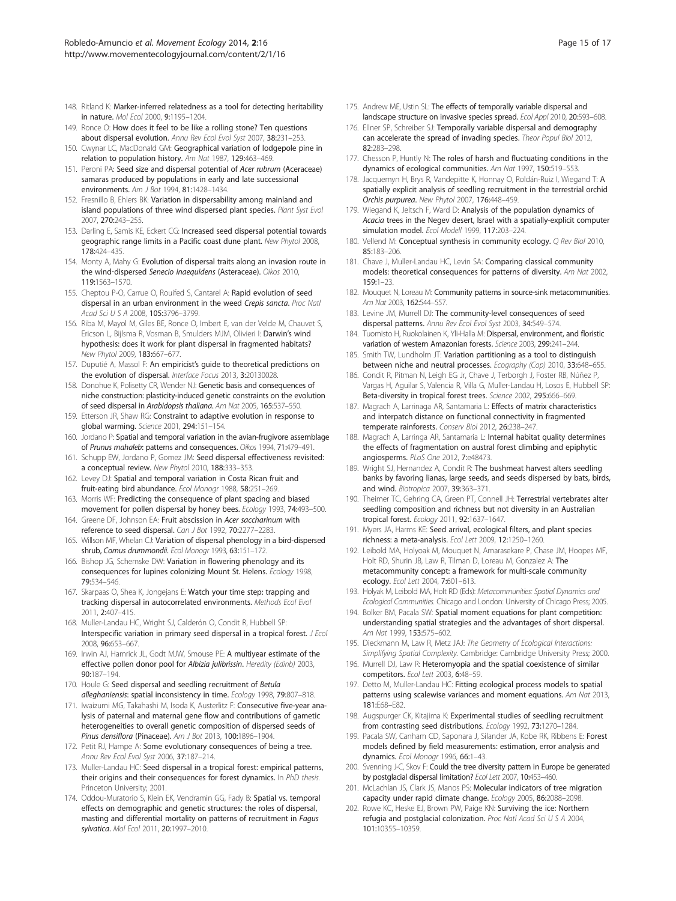148. Ritland K: Marker-inferred relatedness as a tool for detecting heritability in nature. *Mol Ecol* 2000, **9:**1195–1204.
149. Ronce O: How does it feel to be like a rolling stone? Ten questions about dispersal evolution. *Annu Rev Ecol Evol Syst* 2007, **38:**231–253.
150. Cwynar LC, MacDonald GM: Geographical variation of lodgepole pine in relation to population history. *Am Nat* 1987, **129:**463–469.
151. Peroni PA: Seed size and dispersal potential of *Acer rubrum* (Aceraceae) samaras produced by populations in early and late successional environments. *Am J Bot* 1994, **81:**1428–1434.
152. Fresnillo B, Ehlers BK: Variation in dispersability among mainland and island populations of three wind dispersed plant species. *Plant Syst Evol* 2007, **270:**243–255.
153. Darling E, Samis KE, Eckert CG: Increased seed dispersal potential towards geographic range limits in a Pacific coast dune plant. *New Phytol* 2008, **178:**424–435.
154. Monty A, Mahy G: Evolution of dispersal traits along an invasion route in the wind-dispersed *Senecio inaequidens* (Asteraceae). *Oikos* 2010, **119:**1563–1570.
155. Cheptou P-O, Carrue O, Rouifed S, Cantarel A: Rapid evolution of seed dispersal in an urban environment in the weed *Crepis sancta*. *Proc Natl Acad Sci U S A* 2008, **105:**3796–3799.
156. Riba M, Mayol M, Giles BE, Ronce O, Imbert E, van der Velde M, Chauvet S, Ericson L, Bijlsma R, Vosman B, Smulders MJM, Olivieri I: Darwin's wind hypothesis: does it work for plant dispersal in fragmented habitats? *New Phytol* 2009, **183:**667–677.
157. Duputié A, Massol F: An empiricist's guide to theoretical predictions on the evolution of dispersal. *Interface Focus* 2013, **3:**20130028.
158. Donohue K, Polisetty CR, Wender NJ: Genetic basis and consequences of niche construction: plasticity-induced genetic constraints on the evolution of seed dispersal in *Arabidopsis thaliana*. *Am Nat* 2005, **165:**537–550.
159. Etterson JR, Shaw RG: Constraint to adaptive evolution in response to global warming. *Science* 2001, **294:**151–154.
160. Jordano P: Spatial and temporal variation in the avian-frugivore assemblage of *Prunus mahaleb*: patterns and consequences. *Oikos* 1994, **71:**479–491.
161. Schupp EW, Jordano P, Gomez JM: Seed dispersal effectiveness revisited: a conceptual review. *New Phytol* 2010, **188:**333–353.
162. Levey DJ: Spatial and temporal variation in Costa Rican fruit and fruit-eating bird abundance. *Ecol Monogr* 1988, **58:**251–269.
163. Morris WF: Predicting the consequence of plant spacing and biased movement for pollen dispersal by honey bees. *Ecology* 1993, **74:**493–500.
164. Greene DF, Johnson EA: Fruit abscission in *Acer saccharinum* with reference to seed dispersal. *Can J Bot* 1992, **70:**2277–2283.
165. Willson MF, Whelan CJ: Variation of dispersal phenology in a bird-dispersed shrub, *Cornus drummondii*. *Ecol Monogr* 1993, **63:**151–172.
166. Bishop JG, Schemske DW: Variation in flowering phenology and its consequences for lupines colonizing Mount St. Helens. *Ecology* 1998, **79:**534–546.
167. Skarpaas O, Shea K, Jongejans E: Watch your time step: trapping and tracking dispersal in autocorrelated environments. *Methods Ecol Evol* 2011, **2:**407–415.
168. Muller-Landau HC, Wright SJ, Calderón O, Condit R, Hubbell SP: Interspecific variation in primary seed dispersal in a tropical forest. *J Ecol* 2008, **96:**653–667.
169. Irwin AJ, Hamrick JL, Godt MJW, Smouse PE: A multiyear estimate of the effective pollen donor pool for *Albizia julibrissin*. *Heredity (Edinb)* 2003, **90:**187–194.
170. Houle G: Seed dispersal and seedling recruitment of *Betula alleghaniensis*: spatial inconsistency in time. *Ecology* 1998, **79:**807–818.
171. Iwaizumi MG, Takahashi M, Isoda K, Austerlitz F: Consecutive five-year analysis of paternal and maternal gene flow and contributions of gametic heterogeneities to overall genetic composition of dispersed seeds of *Pinus densiflora* (Pinaceae). *Am J Bot* 2013, **100:**1896–1904.
172. Petit RJ, Hampe A: Some evolutionary consequences of being a tree. *Annu Rev Ecol Evol Syst* 2006, **37:**187–214.
173. Muller-Landau HC: Seed dispersal in a tropical forest: empirical patterns, their origins and their consequences for forest dynamics. In *PhD thesis*. Princeton University; 2001.
174. Oddou-Muratorio S, Klein EK, Vendramin GG, Fady B: Spatial vs. temporal effects on demographic and genetic structures: the roles of dispersal, masting and differential mortality on patterns of recruitment in *Fagus sylvatica*. *Mol Ecol* 2011, **20:**1997–2010.
175. Andrew ME, Ustin SL: The effects of temporally variable dispersal and landscape structure on invasive species spread. *Ecol Appl* 2010, **20:**593–608.
176. Ellner SP, Schreiber SJ: Temporally variable dispersal and demography can accelerate the spread of invading species. *Theor Popul Biol* 2012, **82:**283–298.
177. Chesson P, Huntly N: The roles of harsh and fluctuating conditions in the dynamics of ecological communities. *Am Nat* 1997, **150:**519–553.
178. Jacquemyn H, Brys R, Vandepitte K, Honnay O, Roldán-Ruiz I, Wiegand T: A spatially explicit analysis of seedling recruitment in the terrestrial orchid *Orchis purpurea*. *New Phytol* 2007, **176:**448–459.
179. Wiegand K, Jeltsch F, Ward D: Analysis of the population dynamics of *Acacia* trees in the Negev desert, Israel with a spatially-explicit computer simulation model. *Ecol Modell* 1999, **117:**203–224.
180. Vellend M: Conceptual synthesis in community ecology. *Q Rev Biol* 2010, **85:**183–206.
181. Chave J, Muller-Landau HC, Levin SA: Comparing classical community models: theoretical consequences for patterns of diversity. *Am Nat* 2002, **159:**1–23.
182. Mouquet N, Loreau M: Community patterns in source-sink metacommunities. *Am Nat* 2003, **162:**544–557.
183. Levine JM, Murrell DJ: The community-level consequences of seed dispersal patterns. *Annu Rev Ecol Evol Syst* 2003, **34:**549–574.
184. Tuomisto H, Ruokolainen K, Yli-Halla M: Dispersal, environment, and floristic variation of western Amazonian forests. *Science* 2003, **299:**241–244.
185. Smith TW, Lundholm JT: Variation partitioning as a tool to distinguish between niche and neutral processes. *Ecography (Cop)* 2010, **33:**648–655.
186. Condit R, Pitman N, Leigh EG Jr, Chave J, Terborgh J, Foster RB, Núñez P, Vargas H, Aguilar S, Valencia R, Villa G, Muller-Landau H, Losos E, Hubbell SP: Beta-diversity in tropical forest trees. *Science* 2002, **295:**666–669.
187. Magrach A, Larrinaga AR, Santamaria L: Effects of matrix characteristics and interpatch distance on functional connectivity in fragmented temperate rainforests. *Conserv Biol* 2012, **26:**238–247.
188. Magrach A, Larringa AR, Santamaria L: Internal habitat quality determines the effects of fragmentation on austral forest climbing and epiphytic angiosperms. *PLoS One* 2012, **7:**e48473.
189. Wright SJ, Hernandez A, Condit R: The bushmeat harvest alters seedling banks by favoring lianas, large seeds, and seeds dispersed by bats, birds, and wind. *Biotropica* 2007, **39:**363–371.
190. Theimer TC, Gehring CA, Green PT, Connell JH: Terrestrial vertebrates alter seedling composition and richness but not diversity in an Australian tropical forest. *Ecology* 2011, **92:**1637–1647.
191. Myers JA, Harms KE: Seed arrival, ecological filters, and plant species richness: a meta-analysis. *Ecol Lett* 2009, **12:**1250–1260.
192. Leibold MA, Holyoak M, Mouquet N, Amarasekare P, Chase JM, Hoopes MF, Holt RD, Shurin JB, Law R, Tilman D, Loreau M, Gonzalez A: The metacommunity concept: a framework for multi-scale community ecology. *Ecol Lett* 2004, **7:**601–613.
193. Holyak M, Leibold MA, Holt RD (Eds): *Metacommunities: Spatial Dynamics and Ecological Communities*. Chicago and London: University of Chicago Press; 2005.
194. Bolker BM, Pacala SW: Spatial moment equations for plant competition: understanding spatial strategies and the advantages of short dispersal. *Am Nat* 1999, **153:**575–602.
195. Dieckmann U, Law R, Metz JAJ: *The Geometry of Ecological Interactions: Simplifying Spatial Complexity*. Cambridge: Cambridge University Press; 2000.
196. Murrell DJ, Law R: Heteromyopia and the spatial coexistence of similar competitors. *Ecol Lett* 2003, **6:**48–59.
197. Detto M, Muller-Landau HC: Fitting ecological process models to spatial patterns using scalewise variances and moment equations. *Am Nat* 2013, **181:**E68–E82.
198. Augspurger CK, Kitajima K: Experimental studies of seedling recruitment from contrasting seed distributions. *Ecology* 1992, **73:**1270–1284.
199. Pacala SW, Canham CD, Saponara J, Silander JA, Kobe RK, Ribbens E: Forest models defined by field measurements: estimation, error analysis and dynamics. *Ecol Monogr* 1996, **66:**1–43.
200. Svenning J-C, Skov F: Could the tree diversity pattern in Europe be generated by postglacial dispersal limitation? *Ecol Lett* 2007, **10:**453–460.
201. McLachlan JS, Clark JS, Manos PS: Molecular indicators of tree migration capacity under rapid climate change. *Ecology* 2005, **86:**2088–2098.
202. Rowe KC, Heske EJ, Brown PW, Paige KN: Surviving the ice: Northern refugia and postglacial colonization. *Proc Natl Acad Sci U S A* 2004, **101:**10355–10359.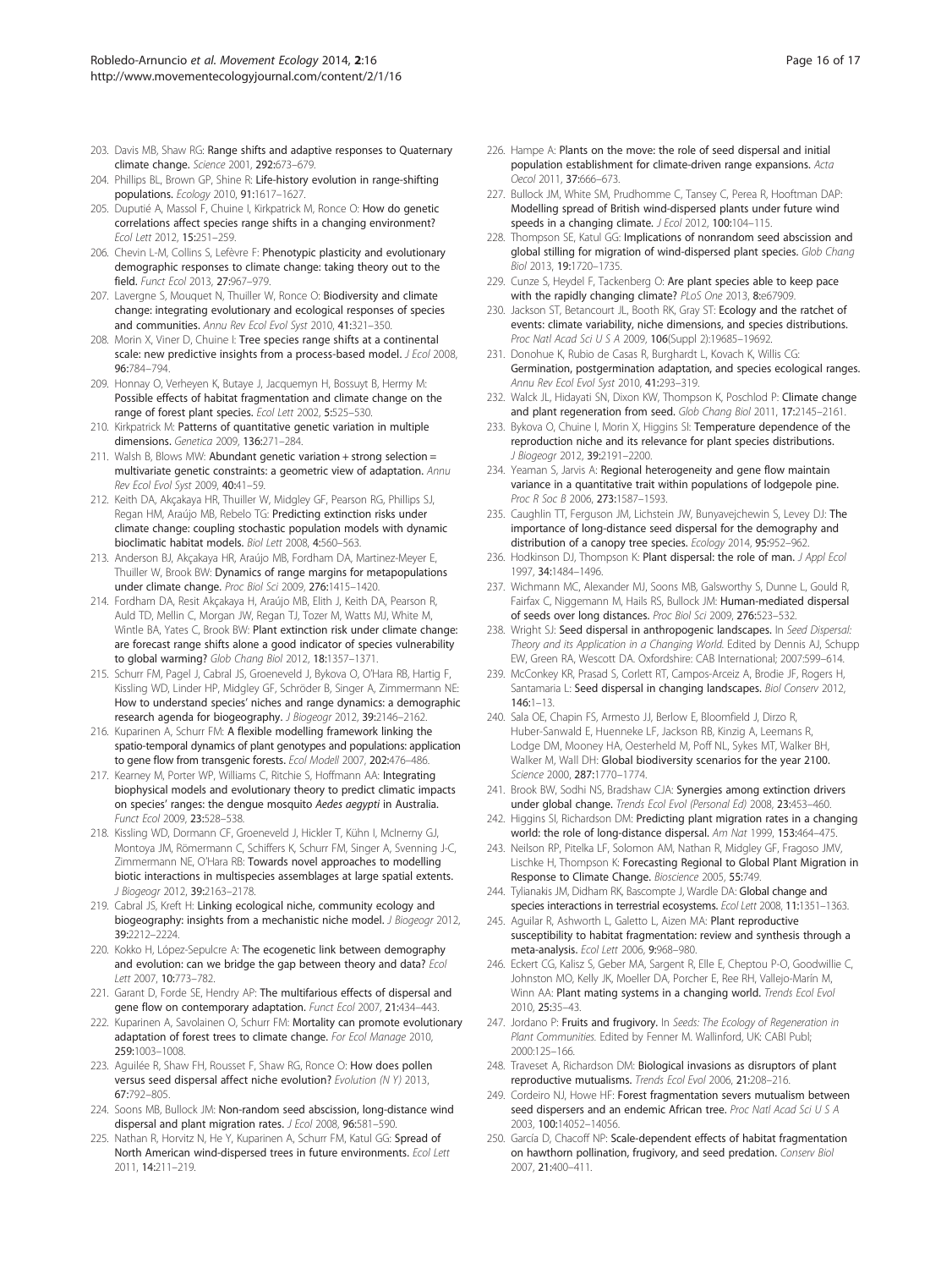203. Davis MB, Shaw RG: **Range shifts and adaptive responses to Quaternary climate change.** *Science* 2001, **292:**673–679.
204. Phillips BL, Brown GP, Shine R: **Life-history evolution in range-shifting populations.** *Ecology* 2010, **91:**1617–1627.
205. Duputié A, Massol F, Chuine I, Kirkpatrick M, Ronce O: **How do genetic correlations affect species range shifts in a changing environment?** *Ecol Lett* 2012, **15:**251–259.
206. Chevin L-M, Collins S, Lefèvre F: **Phenotypic plasticity and evolutionary demographic responses to climate change: taking theory out to the field.** *Funct Ecol* 2013, **27:**967–979.
207. Lavergne S, Mouquet N, Thuiller W, Ronce O: **Biodiversity and climate change: integrating evolutionary and ecological responses of species and communities.** *Annu Rev Ecol Evol Syst* 2010, **41:**321–350.
208. Morin X, Viner D, Chuine I: **Tree species range shifts at a continental scale: new predictive insights from a process-based model.** *J Ecol* 2008, **96:**784–794.
209. Honnay O, Verheyen K, Butaye J, Jacquemyn H, Bossuyt B, Hermy M: **Possible effects of habitat fragmentation and climate change on the range of forest plant species.** *Ecol Lett* 2002, **5:**525–530.
210. Kirkpatrick M: **Patterns of quantitative genetic variation in multiple dimensions.** *Genetica* 2009, **136:**271–284.
211. Walsh B, Blows MW: **Abundant genetic variation + strong selection = multivariate genetic constraints: a geometric view of adaptation.** *Annu Rev Ecol Evol Syst* 2009, **40:**41–59.
212. Keith DA, Akçakaya HR, Thuiller W, Midgley GF, Pearson RG, Phillips SJ, Regan HM, Araújo MB, Rebelo TG: **Predicting extinction risks under climate change: coupling stochastic population models with dynamic bioclimatic habitat models.** *Biol Lett* 2008, **4:**560–563.
213. Anderson BJ, Akçakaya HR, Araújo MB, Fordham DA, Martinez-Meyer E, Thuiller W, Brook BW: **Dynamics of range margins for metapopulations under climate change.** *Proc Biol Sci* 2009, **276:**1415–1420.
214. Fordham DA, Resit Akçakaya H, Araújo MB, Elith J, Keith DA, Pearson R, Auld TD, Mellin C, Morgan JW, Regan TJ, Tozer M, Watts MJ, White M, Wintle BA, Yates C, Brook BW: **Plant extinction risk under climate change: are forecast range shifts alone a good indicator of species vulnerability to global warming?** *Glob Chang Biol* 2012, **18:**1357–1371.
215. Schurr FM, Pagel J, Cabral JS, Groeneveld J, Bykova O, O'Hara RB, Hartig F, Kissling WD, Linder HP, Midgley GF, Schröder B, Singer A, Zimmermann NE: **How to understand species' niches and range dynamics: a demographic research agenda for biogeography.** *J Biogeogr* 2012, **39:**2146–2162.
216. Kuparinen A, Schurr FM: **A flexible modelling framework linking the spatio-temporal dynamics of plant genotypes and populations: application to gene flow from transgenic forests.** *Ecol Modell* 2007, **202:**476–486.
217. Kearney M, Porter WP, Williams C, Ritchie S, Hoffmann AA: **Integrating biophysical models and evolutionary theory to predict climatic impacts on species' ranges: the dengue mosquito *Aedes aegypti* in Australia.** *Funct Ecol* 2009, **23:**528–538.
218. Kissling WD, Dormann CF, Groeneveld J, Hickler T, Kühn I, McInerny GJ, Montoya JM, Römermann C, Schiffers K, Schurr FM, Singer A, Svenning J-C, Zimmermann NE, O'Hara RB: **Towards novel approaches to modelling biotic interactions in multispecies assemblages at large spatial extents.** *J Biogeogr* 2012, **39:**2163–2178.
219. Cabral JS, Kreft H: **Linking ecological niche, community ecology and biogeography: insights from a mechanistic niche model.** *J Biogeogr* 2012, **39:**2212–2224.
220. Kokko H, López-Sepulcre A: **The ecogenetic link between demography and evolution: can we bridge the gap between theory and data?** *Ecol Lett* 2007, **10:**773–782.
221. Garant D, Forde SE, Hendry AP: **The multifarious effects of dispersal and gene flow on contemporary adaptation.** *Funct Ecol* 2007, **21:**434–443.
222. Kuparinen A, Savolainen O, Schurr FM: **Mortality can promote evolutionary adaptation of forest trees to climate change.** *For Ecol Manage* 2010, **259:**1003–1008.
223. Aguilée R, Shaw FH, Rousset F, Shaw RG, Ronce O: **How does pollen versus seed dispersal affect niche evolution?** *Evolution (N Y)* 2013, **67:**792–805.
224. Soons MB, Bullock JM: **Non-random seed abscission, long-distance wind dispersal and plant migration rates.** *J Ecol* 2008, **96:**581–590.
225. Nathan R, Horvitz N, He Y, Kuparinen A, Schurr FM, Katul GG: **Spread of North American wind-dispersed trees in future environments.** *Ecol Lett* 2011, **14:**211–219.
226. Hampe A: **Plants on the move: the role of seed dispersal and initial population establishment for climate-driven range expansions.** *Acta Oecol* 2011, **37:**666–673.
227. Bullock JM, White SM, Prudhomme C, Tansey C, Perea R, Hooftman DAP: **Modelling spread of British wind-dispersed plants under future wind speeds in a changing climate.** *J Ecol* 2012, **100:**104–115.
228. Thompson SE, Katul GG: **Implications of nonrandom seed abscission and global stilling for migration of wind-dispersed plant species.** *Glob Chang Biol* 2013, **19:**1720–1735.
229. Cunze S, Heydel F, Tackenberg O: **Are plant species able to keep pace with the rapidly changing climate?** *PLoS One* 2013, **8:**e67909.
230. Jackson ST, Betancourt JL, Booth RK, Gray ST: **Ecology and the ratchet of events: climate variability, niche dimensions, and species distributions.** *Proc Natl Acad Sci U S A* 2009, **106**(Suppl 2):19685–19692.
231. Donohue K, Rubio de Casas R, Burghardt L, Kovach K, Willis CG: **Germination, postgermination adaptation, and species ecological ranges.** *Annu Rev Ecol Evol Syst* 2010, **41:**293–319.
232. Walck JL, Hidayati SN, Dixon KW, Thompson K, Poschlod P: **Climate change and plant regeneration from seed.** *Glob Chang Biol* 2011, **17:**2145–2161.
233. Bykova O, Chuine I, Morin X, Higgins SI: **Temperature dependence of the reproduction niche and its relevance for plant species distributions.** *J Biogeogr* 2012, **39:**2191–2200.
234. Yeaman S, Jarvis A: **Regional heterogeneity and gene flow maintain variance in a quantitative trait within populations of lodgepole pine.** *Proc R Soc B* 2006, **273:**1587–1593.
235. Caughlin TT, Ferguson JM, Lichstein JW, Bunyavejchewin S, Levey DJ: **The importance of long-distance seed dispersal for the demography and distribution of a canopy tree species.** *Ecology* 2014, **95:**952–962.
236. Hodkinson DJ, Thompson K: **Plant dispersal: the role of man.** *J Appl Ecol* 1997, **34:**1484–1496.
237. Wichmann MC, Alexander MJ, Soons MB, Galsworthy S, Dunne L, Gould R, Fairfax C, Niggemann M, Hails RS, Bullock JM: **Human-mediated dispersal of seeds over long distances.** *Proc Biol Sci* 2009, **276:**523–532.
238. Wright SJ: **Seed dispersal in anthropogenic landscapes.** In *Seed Dispersal: Theory and its Application in a Changing World.* Edited by Dennis AJ, Schupp EW, Green RA, Wescott DA. Oxfordshire: CAB International; 2007:599–614.
239. McConkey KR, Prasad S, Corlett RT, Campos-Arceiz A, Brodie JF, Rogers H, Santamaria L: **Seed dispersal in changing landscapes.** *Biol Conserv* 2012, **146:**1–13.
240. Sala OE, Chapin FS, Armesto JJ, Berlow E, Bloomfield J, Dirzo R, Huber-Sanwald E, Huenneke LF, Jackson RB, Kinzig A, Leemans R, Lodge DM, Mooney HA, Oesterheld M, Poff NL, Sykes MT, Walker BH, Walker M, Wall DH: **Global biodiversity scenarios for the year 2100.** *Science* 2000, **287:**1770–1774.
241. Brook BW, Sodhi NS, Bradshaw CJA: **Synergies among extinction drivers under global change.** *Trends Ecol Evol (Personal Ed)* 2008, **23:**453–460.
242. Higgins SI, Richardson DM: **Predicting plant migration rates in a changing world: the role of long-distance dispersal.** *Am Nat* 1999, **153:**464–475.
243. Neilson RP, Pitelka LF, Solomon AM, Nathan R, Midgley GF, Fragoso JMV, Lischke H, Thompson K: **Forecasting Regional to Global Plant Migration in Response to Climate Change.** *Bioscience* 2005, **55:**749.
244. Tylianakis JM, Didham RK, Bascompte J, Wardle DA: **Global change and species interactions in terrestrial ecosystems.** *Ecol Lett* 2008, **11:**1351–1363.
245. Aguilar R, Ashworth L, Galetto L, Aizen MA: **Plant reproductive susceptibility to habitat fragmentation: review and synthesis through a meta-analysis.** *Ecol Lett* 2006, **9:**968–980.
246. Eckert CG, Kalisz S, Geber MA, Sargent R, Elle E, Cheptou P-O, Goodwillie C, Johnston MO, Kelly JK, Moeller DA, Porcher E, Ree RH, Vallejo-Marín M, Winn AA: **Plant mating systems in a changing world.** *Trends Ecol Evol* 2010, **25:**35–43.
247. Jordano P: **Fruits and frugivory.** In *Seeds: The Ecology of Regeneration in Plant Communities.* Edited by Fenner M. Wallinford, UK: CABI Publ; 2000:125–166.
248. Traveset A, Richardson DM: **Biological invasions as disruptors of plant reproductive mutualisms.** *Trends Ecol Evol* 2006, **21:**208–216.
249. Cordeiro NJ, Howe HF: **Forest fragmentation severs mutualism between seed dispersers and an endemic African tree.** *Proc Natl Acad Sci U S A* 2003, **100:**14052–14056.
250. García D, Chacoff NP: **Scale-dependent effects of habitat fragmentation on hawthorn pollination, frugivory, and seed predation.** *Conserv Biol* 2007, **21:**400–411.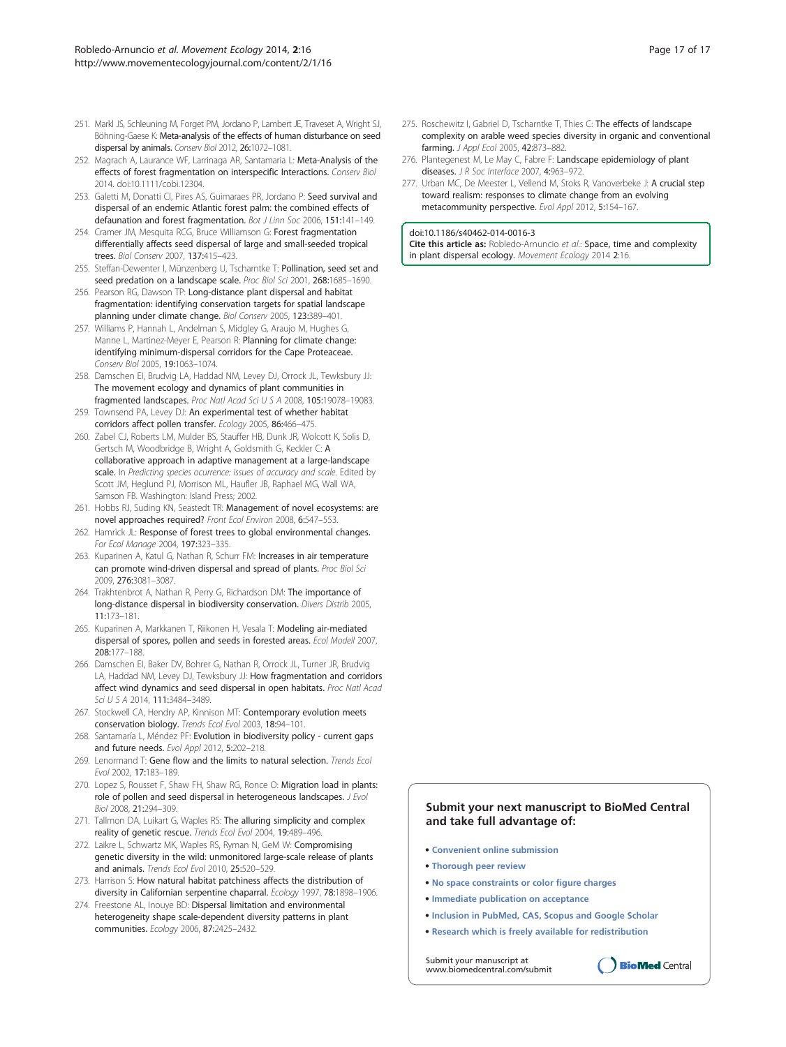251. Markl JS, Schleuning M, Forget PM, Jordano P, Lambert JE, Traveset A, Wright SJ, Böhning-Gaese K: **Meta-analysis of the effects of human disturbance on seed dispersal by animals.** *Conserv Biol* 2012, **26:**1072–1081.
252. Magrach A, Laurance WF, Larrinaga AR, Santamaria L: **Meta-Analysis of the effects of forest fragmentation on interspecific Interactions.** *Conserv Biol* 2014. doi:10.1111/cobi.12304.
253. Galetti M, Donatti CI, Pires AS, Guimaraes PR, Jordano P: **Seed survival and dispersal of an endemic Atlantic forest palm: the combined effects of defaunation and forest fragmentation.** *Bot J Linn Soc* 2006, **151:**141–149.
254. Cramer JM, Mesquita RCG, Bruce Williamson G: **Forest fragmentation differentially affects seed dispersal of large and small-seeded tropical trees.** *Biol Conserv* 2007, **137:**415–423.
255. Steffan-Dewenter I, Münzenberg U, Tscharntke T: **Pollination, seed set and seed predation on a landscape scale.** *Proc Biol Sci* 2001, **268:**1685–1690.
256. Pearson RG, Dawson TP: **Long-distance plant dispersal and habitat fragmentation: identifying conservation targets for spatial landscape planning under climate change.** *Biol Conserv* 2005, **123:**389–401.
257. Williams P, Hannah L, Andelman S, Midgley G, Araujo M, Hughes G, Manne L, Martinez-Meyer E, Pearson R: **Planning for climate change: identifying minimum-dispersal corridors for the Cape Proteaceae.** *Conserv Biol* 2005, **19:**1063–1074.
258. Damschen EI, Brudvig LA, Haddad NM, Levey DJ, Orrock JL, Tewksbury JJ: **The movement ecology and dynamics of plant communities in fragmented landscapes.** *Proc Natl Acad Sci U S A* 2008, **105:**19078–19083.
259. Townsend PA, Levey DJ: **An experimental test of whether habitat corridors affect pollen transfer.** *Ecology* 2005, **86:**466–475.
260. Zabel CJ, Roberts LM, Mulder BS, Stauffer HB, Dunk JR, Wolcott K, Solis D, Gertsch M, Woodbridge B, Wright A, Goldsmith G, Keckler C: **A collaborative approach in adaptive management at a large-landscape scale.** In *Predicting species ocurrence: issues of accuracy and scale.* Edited by Scott JM, Heglund PJ, Morrison ML, Haufler JB, Raphael MG, Wall WA, Samson FB. Washington: Island Press; 2002.
261. Hobbs RJ, Suding KN, Seastedt TR: **Management of novel ecosystems: are novel approaches required?** *Front Ecol Environ* 2008, **6:**547–553.
262. Hamrick JL: **Response of forest trees to global environmental changes.** *For Ecol Manage* 2004, **197:**323–335.
263. Kuparinen A, Katul G, Nathan R, Schurr FM: **Increases in air temperature can promote wind-driven dispersal and spread of plants.** *Proc Biol Sci* 2009, **276:**3081–3087.
264. Trakhtenbrot A, Nathan R, Perry G, Richardson DM: **The importance of long-distance dispersal in biodiversity conservation.** *Divers Distrib* 2005, **11:**173–181.
265. Kuparinen A, Markkanen T, Riikonen H, Vesala T: **Modeling air-mediated dispersal of spores, pollen and seeds in forested areas.** *Ecol Modell* 2007, **208:**177–188.
266. Damschen EI, Baker DV, Bohrer G, Nathan R, Orrock JL, Turner JR, Brudvig LA, Haddad NM, Levey DJ, Tewksbury JJ: **How fragmentation and corridors affect wind dynamics and seed dispersal in open habitats.** *Proc Natl Acad Sci U S A* 2014, **111:**3484–3489.
267. Stockwell CA, Hendry AP, Kinnison MT: **Contemporary evolution meets conservation biology.** *Trends Ecol Evol* 2003, **18:**94–101.
268. Santamaría L, Méndez PF: **Evolution in biodiversity policy - current gaps and future needs.** *Evol Appl* 2012, **5:**202–218.
269. Lenormand T: **Gene flow and the limits to natural selection.** *Trends Ecol Evol* 2002, **17:**183–189.
270. Lopez S, Rousset F, Shaw FH, Shaw RG, Ronce O: **Migration load in plants: role of pollen and seed dispersal in heterogeneous landscapes.** *J Evol Biol* 2008, **21:**294–309.
271. Tallmon DA, Luikart G, Waples RS: **The alluring simplicity and complex reality of genetic rescue.** *Trends Ecol Evol* 2004, **19:**489–496.
272. Laikre L, Schwartz MK, Waples RS, Ryman N, GeM W: **Compromising genetic diversity in the wild: unmonitored large-scale release of plants and animals.** *Trends Ecol Evol* 2010, **25:**520–529.
273. Harrison S: **How natural habitat patchiness affects the distribution of diversity in Californian serpentine chaparral.** *Ecology* 1997, **78:**1898–1906.
274. Freestone AL, Inouye BD: **Dispersal limitation and environmental heterogeneity shape scale-dependent diversity patterns in plant communities.** *Ecology* 2006, **87:**2425–2432.
275. Roschewitz I, Gabriel D, Tscharntke T, Thies C: **The effects of landscape complexity on arable weed species diversity in organic and conventional farming.** *J Appl Ecol* 2005, **42:**873–882.
276. Plantegenest M, Le May C, Fabre F: **Landscape epidemiology of plant diseases.** *J R Soc Interface* 2007, **4:**963–972.
277. Urban MC, De Meester L, Vellend M, Stoks R, Vanoverbeke J: **A crucial step toward realism: responses to climate change from an evolving metacommunity perspective.** *Evol Appl* 2012, **5:**154–167.

doi:10.1186/s40462-014-0016-3
**Cite this article as:** Robledo-Arnuncio *et al.*: Space, time and complexity in plant dispersal ecology. *Movement Ecology* 2014 **2**:16.

**Submit your next manuscript to BioMed Central and take full advantage of:**

- **Convenient online submission**
- **Thorough peer review**
- **No space constraints or color figure charges**
- **Immediate publication on acceptance**
- **Inclusion in PubMed, CAS, Scopus and Google Scholar**
- **Research which is freely available for redistribution**

Submit your manuscript at
www.biomedcentral.com/submit

BioMed Central